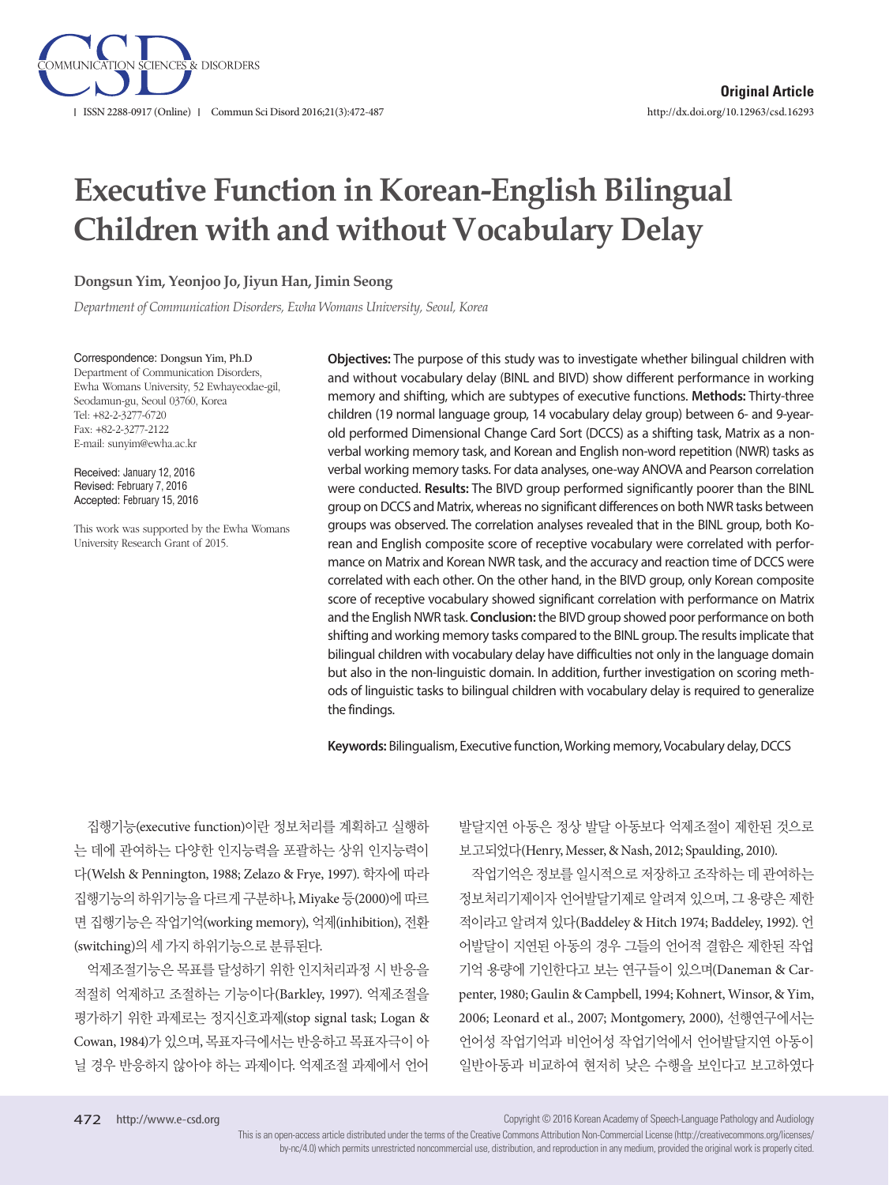Original Article

# Executive Function in Korean-English Bilingual Children with and without Vocabulary Delay

**Dongsun Yim, Yeonjoo Jo, Jiyun Han, Jimin Seong**

*Department of Communication Disorders, Ewha Womans University, Seoul, Korea*

Correspondence: Dongsun Yim, Ph.D
Department of Communication Disorders, Ewha Womans University, 52 Ewhayeodae-gil, Seodamun-gu, Seoul 03760, Korea
Tel: +82-2-3277-6720
Fax: +82-2-3277-2122
E-mail: sunyim@ewha.ac.kr

Received: January 12, 2016
Revised: February 7, 2016
Accepted: February 15, 2016

This work was supported by the Ewha Womans University Research Grant of 2015.

**Objectives:** The purpose of this study was to investigate whether bilingual children with and without vocabulary delay (BINL and BIVD) show different performance in working memory and shifting, which are subtypes of executive functions. **Methods:** Thirty-three children (19 normal language group, 14 vocabulary delay group) between 6- and 9-year-old performed Dimensional Change Card Sort (DCCS) as a shifting task, Matrix as a non-verbal working memory task, and Korean and English non-word repetition (NWR) tasks as verbal working memory tasks. For data analyses, one-way ANOVA and Pearson correlation were conducted. **Results:** The BIVD group performed significantly poorer than the BINL group on DCCS and Matrix, whereas no significant differences on both NWR tasks between groups was observed. The correlation analyses revealed that in the BINL group, both Korean and English composite score of receptive vocabulary were correlated with performance on Matrix and Korean NWR task, and the accuracy and reaction time of DCCS were correlated with each other. On the other hand, in the BIVD group, only Korean composite score of receptive vocabulary showed significant correlation with performance on Matrix and the English NWR task. **Conclusion:** the BIVD group showed poor performance on both shifting and working memory tasks compared to the BINL group. The results implicate that bilingual children with vocabulary delay have difficulties not only in the language domain but also in the non-linguistic domain. In addition, further investigation on scoring methods of linguistic tasks to bilingual children with vocabulary delay is required to generalize the findings.

**Keywords:** Bilingualism, Executive function, Working memory, Vocabulary delay, DCCS

집행기능(executive function)이란 정보처리를 계획하고 실행하는 데에 관여하는 다양한 인지능력을 포괄하는 상위 인지능력이다(Welsh & Pennington, 1988; Zelazo & Frye, 1997). 학자에 따라 집행기능의 하위기능을 다르게 구분하나, Miyake 등(2000)에 따르면 집행기능은 작업기억(working memory), 억제(inhibition), 전환(switching)의 세 가지 하위기능으로 분류된다.

억제조절기능은 목표를 달성하기 위한 인지처리과정 시 반응을 적절히 억제하고 조절하는 기능이다(Barkley, 1997). 억제조절을 평가하기 위한 과제로는 정지신호과제(stop signal task; Logan & Cowan, 1984)가 있으며, 목표자극에서는 반응하고 목표자극이 아닐 경우 반응하지 않아야 하는 과제이다. 억제조절 과제에서 언어발달지연 아동은 정상 발달 아동보다 억제조절이 제한된 것으로 보고되었다(Henry, Messer, & Nash, 2012; Spaulding, 2010).

작업기억은 정보를 일시적으로 저장하고 조작하는 데 관여하는 정보처리기제이자 언어발달기제로 알려져 있으며, 그 용량은 제한적이라고 알려져 있다(Baddeley & Hitch 1974; Baddeley, 1992). 언어발달이 지연된 아동의 경우 그들의 언어적 결함은 제한된 작업기억 용량에 기인한다고 보는 연구들이 있으며(Daneman & Carpenter, 1980; Gaulin & Campbell, 1994; Kohnert, Winsor, & Yim, 2006; Leonard et al., 2007; Montgomery, 2000), 선행연구에서는 언어성 작업기억과 비언어성 작업기억에서 언어발달지연 아동이 일반아동과 비교하여 현저히 낮은 수행을 보인다고 보고하였다

Copyright © 2016 Korean Academy of Speech-Language Pathology and Audiology

This is an open-access article distributed under the terms of the Creative Commons Attribution Non-Commercial License (http://creativecommons.org/licenses/by-nc/4.0) which permits unrestricted noncommercial use, distribution, and reproduction in any medium, provided the original work is properly cited.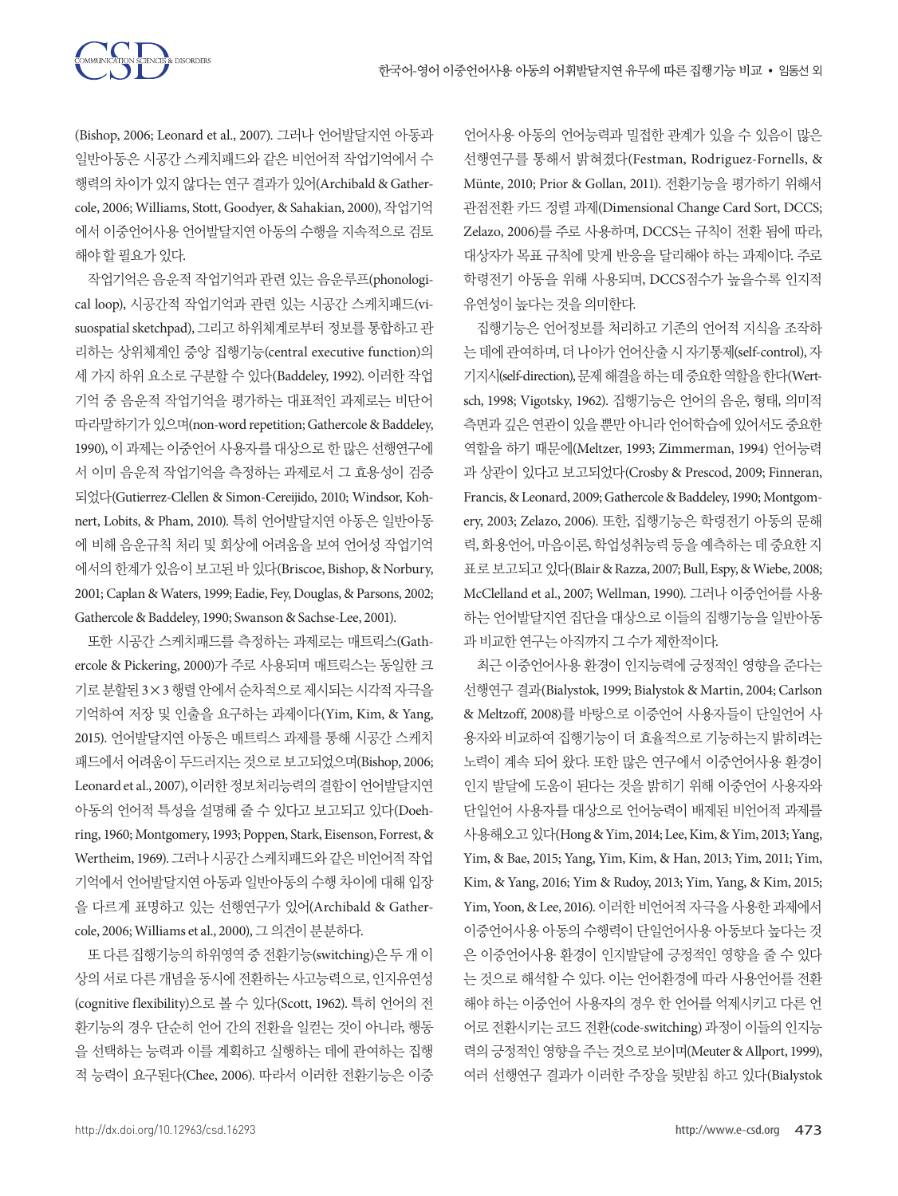(Bishop, 2006; Leonard et al., 2007). 그러나 언어발달지연 아동과 일반아동은 시공간 스케치패드와 같은 비언어적 작업기억에서 수행력의 차이가 있지 않다는 연구 결과가 있어(Archibald & Gathercole, 2006; Williams, Stott, Goodyer, & Sahakian, 2000), 작업기억에서 이중언어사용 언어발달지연 아동의 수행을 지속적으로 검토해야 할 필요가 있다.

작업기억은 음운적 작업기억과 관련 있는 음운루프(phonological loop), 시공간적 작업기억과 관련 있는 시공간 스케치패드(visuospatial sketchpad), 그리고 하위체계로부터 정보를 통합하고 관리하는 상위체계인 중앙 집행기능(central executive function)의 세 가지 하위 요소로 구분할 수 있다(Baddeley, 1992). 이러한 작업기억 중 음운적 작업기억을 평가하는 대표적인 과제로는 비단어 따라말하기가 있으며(non-word repetition; Gathercole & Baddeley, 1990), 이 과제는 이중언어 사용자를 대상으로 한 많은 선행연구에서 이미 음운적 작업기억을 측정하는 과제로서 그 효용성이 검증되었다(Gutierrez-Clellen & Simon-Cereijido, 2010; Windsor, Kohnert, Lobits, & Pham, 2010). 특히 언어발달지연 아동은 일반아동에 비해 음운규칙 처리 및 회상에 어려움을 보여 언어성 작업기억에서의 한계가 있음이 보고된 바 있다(Briscoe, Bishop, & Norbury, 2001; Caplan & Waters, 1999; Eadie, Fey, Douglas, & Parsons, 2002; Gathercole & Baddeley, 1990; Swanson & Sachse-Lee, 2001).

또한 시공간 스케치패드를 측정하는 과제로는 매트릭스(Gathercole & Pickering, 2000)가 주로 사용되며 매트릭스는 동일한 크기로 분할된 3×3 행렬 안에서 순차적으로 제시되는 시각적 자극을 기억하여 저장 및 인출을 요구하는 과제이다(Yim, Kim, & Yang, 2015). 언어발달지연 아동은 매트릭스 과제를 통해 시공간 스케치패드에서 어려움이 두드러지는 것으로 보고되었으며(Bishop, 2006; Leonard et al., 2007), 이러한 정보처리능력의 결함이 언어발달지연 아동의 언어적 특성을 설명해 줄 수 있다고 보고되고 있다(Doehring, 1960; Montgomery, 1993; Poppen, Stark, Eisenson, Forrest, & Wertheim, 1969). 그러나 시공간 스케치패드와 같은 비언어적 작업기억에서 언어발달지연 아동과 일반아동의 수행 차이에 대해 입장을 다르게 표명하고 있는 선행연구가 있어(Archibald & Gathercole, 2006; Williams et al., 2000), 그 의견이 분분하다.

또 다른 집행기능의 하위영역 중 전환기능(switching)은 두 개 이상의 서로 다른 개념을 동시에 전환하는 사고능력으로, 인지유연성(cognitive flexibility)으로 볼 수 있다(Scott, 1962). 특히 언어의 전환기능의 경우 단순히 언어 간의 전환을 일컫는 것이 아니라, 행동을 선택하는 능력과 이를 계획하고 실행하는 데에 관여하는 집행적 능력이 요구된다(Chee, 2006). 따라서 이러한 전환기능은 이중언어사용 아동의 언어능력과 밀접한 관계가 있을 수 있음이 많은 선행연구를 통해서 밝혀졌다(Festman, Rodriguez-Fornells, & Münte, 2010; Prior & Gollan, 2011). 전환기능을 평가하기 위해서 관점전환 카드 정렬 과제(Dimensional Change Card Sort, DCCS; Zelazo, 2006)를 주로 사용하며, DCCS는 규칙이 전환 됨에 따라, 대상자가 목표 규칙에 맞게 반응을 달리해야 하는 과제이다. 주로 학령전기 아동을 위해 사용되며, DCCS 점수가 높을수록 인지적 유연성이 높다는 것을 의미한다.

집행기능은 언어정보를 처리하고 기존의 언어적 지식을 조작하는 데에 관여하며, 더 나아가 언어산출 시 자기통제(self-control), 자기지시(self-direction), 문제 해결을 하는 데 중요한 역할을 한다(Wertsch, 1998; Vigotsky, 1962). 집행기능은 언어의 음운, 형태, 의미적 측면과 깊은 연관이 있을 뿐만 아니라 언어학습에 있어서도 중요한 역할을 하기 때문에(Meltzer, 1993; Zimmerman, 1994) 언어능력과 상관이 있다고 보고되었다(Crosby & Prescod, 2009; Finneran, Francis, & Leonard, 2009; Gathercole & Baddeley, 1990; Montgomery, 2003; Zelazo, 2006). 또한, 집행기능은 학령전기 아동의 문해력, 화용언어, 마음이론, 학업성취능력 등을 예측하는 데 중요한 지표로 보고되고 있다(Blair & Razza, 2007; Bull, Espy, & Wiebe, 2008; McClelland et al., 2007; Wellman, 1990). 그러나 이중언어를 사용하는 언어발달지연 집단을 대상으로 이들의 집행기능을 일반아동과 비교한 연구는 아직까지 그 수가 제한적이다.

최근 이중언어사용 환경이 인지능력에 긍정적인 영향을 준다는 선행연구 결과(Bialystok, 1999; Bialystok & Martin, 2004; Carlson & Meltzoff, 2008)를 바탕으로 이중언어 사용자들이 단일언어 사용자와 비교하여 집행기능이 더 효율적으로 기능하는지 밝히려는 노력이 계속 되어 왔다. 또한 많은 연구에서 이중언어사용 환경이 인지 발달에 도움이 된다는 것을 밝히기 위해 이중언어 사용자와 단일언어 사용자를 대상으로 언어능력이 배제된 비언어적 과제를 사용해오고 있다(Hong & Yim, 2014; Lee, Kim, & Yim, 2013; Yang, Yim, & Bae, 2015; Yang, Yim, Kim, & Han, 2013; Yim, 2011; Yim, Kim, & Yang, 2016; Yim & Rudoy, 2013; Yim, Yang, & Kim, 2015; Yim, Yoon, & Lee, 2016). 이러한 비언어적 자극을 사용한 과제에서 이중언어사용 아동의 수행력이 단일언어사용 아동보다 높다는 것은 이중언어사용 환경이 인지발달에 긍정적인 영향을 줄 수 있다는 것으로 해석할 수 있다. 이는 언어환경에 따라 사용언어를 전환해야 하는 이중언어 사용자의 경우 한 언어를 억제시키고 다른 언어로 전환시키는 코드 전환(code-switching) 과정이 이들의 인지능력의 긍정적인 영향을 주는 것으로 보이며(Meuter & Allport, 1999), 여러 선행연구 결과가 이러한 주장을 뒷받침 하고 있다(Bialystok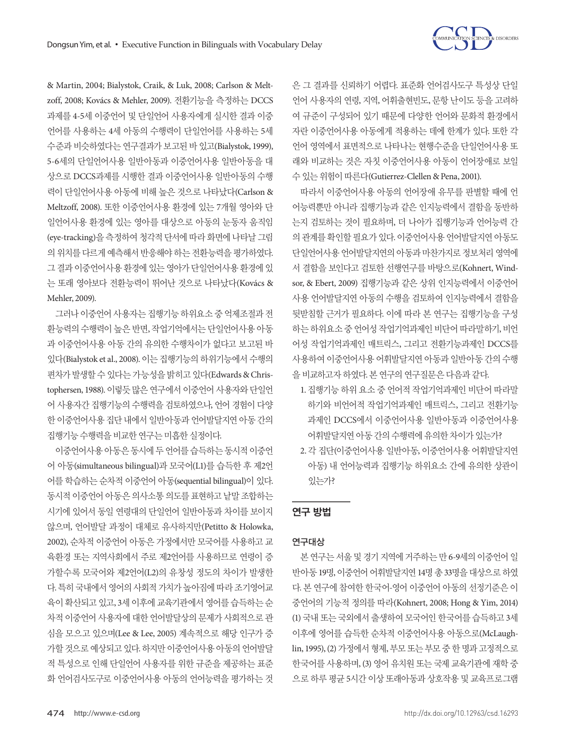& Martin, 2004; Bialystok, Craik, & Luk, 2008; Carlson & Meltzoff, 2008; Kovács & Mehler, 2009). 전환기능을 측정하는 DCCS 과제를 4-5세 이중언어 및 단일언어 사용자에게 실시한 결과 이중언어를 사용하는 4세 아동의 수행력이 단일언어를 사용하는 5세 수준과 비슷하였다는 연구결과가 보고된 바 있고(Bialystok, 1999), 5-6세의 단일언어사용 일반아동과 이중언어사용 일반아동을 대상으로 DCCS과제를 시행한 결과 이중언어사용 일반아동의 수행력이 단일언어사용 아동에 비해 높은 것으로 나타났다(Carlson & Meltzoff, 2008). 또한 이중언어사용 환경에 있는 7개월 영아와 단일언어사용 환경에 있는 영아를 대상으로 아동의 눈동자 움직임(eye-tracking)을 측정하여 청각적 단서에 따라 화면에 나타날 그림의 위치를 다르게 예측해서 반응해야 하는 전환능력을 평가하였다. 그 결과 이중언어사용 환경에 있는 영아가 단일언어사용 환경에 있는 또래 영아보다 전환능력이 뛰어난 것으로 나타났다(Kovács & Mehler, 2009).

그러나 이중언어 사용자는 집행기능 하위요소 중 억제조절과 전환능력의 수행력이 높은 반면, 작업기억에서는 단일언어사용 아동과 이중언어사용 아동 간의 유의한 수행차이가 없다고 보고된 바 있다(Bialystok et al., 2008). 이는 집행기능의 하위기능에서 수행의 편차가 발생할 수 있다는 가능성을 밝히고 있다(Edwards & Christophersen, 1988). 이렇듯 많은 연구에서 이중언어 사용자와 단일언어 사용자간 집행기능의 수행력을 검토하였으나, 언어 경험이 다양한 이중언어사용 집단 내에서 일반아동과 언어발달지연 아동 간의 집행기능 수행력을 비교한 연구는 미흡한 실정이다.

이중언어사용 아동은 동시에 두 언어를 습득하는 동시적 이중언어 아동(simultaneous bilingual)과 모국어(L1)를 습득한 후 제2언어를 학습하는 순차적 이중언어 아동(sequential bilingual)이 있다. 동시적 이중언어 아동은 의사소통 의도를 표현하고 낱말 조합하는 시기에 있어서 동일 연령대의 단일언어 일반아동과 차이를 보이지 않으며, 언어발달 과정이 대체로 유사하지만(Petitto & Holowka, 2002), 순차적 이중언어 아동은 가정에서만 모국어를 사용하고 교육환경 또는 지역사회에서 주로 제2언어를 사용하므로 연령이 증가할수록 모국어와 제2언어(L2)의 유창성 정도의 차이가 발생한다. 특히 국내에서 영어의 사회적 가치가 높아짐에 따라 조기영어교육이 확산되고 있고, 3세 이후에 교육기관에서 영어를 습득하는 순차적 이중언어 사용자에 대한 언어발달상의 문제가 사회적으로 관심을 모으고 있으며(Lee & Lee, 2005) 계속적으로 해당 인구가 증가할 것으로 예상되고 있다. 하지만 이중언어사용 아동의 언어발달적 특성으로 인해 단일언어 사용자를 위한 규준을 제공하는 표준화 언어검사도구로 이중언어사용 아동의 언어능력을 평가하는 것은 그 결과를 신뢰하기 어렵다. 표준화 언어검사도구 특성상 단일언어 사용자의 연령, 지역, 어휘출현빈도, 문항 난이도 등을 고려하여 규준이 구성되어 있기 때문에 다양한 언어와 문화적 환경에서 자란 이중언어사용 아동에게 적용하는 데에 한계가 있다. 또한 각 언어 영역에서 표면적으로 나타나는 현행수준을 단일언어사용 또래와 비교하는 것은 자칫 이중언어사용 아동이 언어장애로 보일 수 있는 위험이 따른다(Gutierrez-Clellen & Pena, 2001).

따라서 이중언어사용 아동의 언어장애 유무를 판별할 때에 언어능력뿐만 아니라 집행기능과 같은 인지능력에서 결함을 동반하는지 검토하는 것이 필요하며, 더 나아가 집행기능과 언어능력 간의 관계를 확인할 필요가 있다. 이중언어사용 언어발달지연 아동도 단일언어사용 언어발달지연의 아동과 마찬가지로 정보처리 영역에서 결함을 보인다고 검토한 선행연구를 바탕으로(Kohnert, Windsor, & Ebert, 2009) 집행기능과 같은 상위 인지능력에서 이중언어사용 언어발달지연 아동의 수행을 검토하여 인지능력에서 결함을 뒷받침할 근거가 필요하다. 이에 따라 본 연구는 집행기능을 구성하는 하위요소 중 언어성 작업기억과제인 비단어 따라말하기, 비언어성 작업기억과제인 매트릭스, 그리고 전환기능과제인 DCCS를 사용하여 이중언어사용 어휘발달지연 아동과 일반아동 간의 수행을 비교하고자 하였다. 본 연구의 연구질문은 다음과 같다.

1. 집행기능 하위 요소 중 언어적 작업기억과제인 비단어 따라말하기와 비언어적 작업기억과제인 매트릭스, 그리고 전환기능과제인 DCCS에서 이중언어사용 일반아동과 이중언어사용 어휘발달지연 아동 간의 수행력에 유의한 차이가 있는가?
2. 각 집단(이중언어사용 일반아동, 이중언어사용 어휘발달지연 아동) 내 언어능력과 집행기능 하위요소 간에 유의한 상관이 있는가?

## 연구 방법

### 연구대상

본 연구는 서울 및 경기 지역에 거주하는 만 6-9세의 이중언어 일반아동 19명, 이중언어 어휘발달지연 14명 총 33명을 대상으로 하였다. 본 연구에 참여한 한국어-영어 이중언어 아동의 선정기준은 이중언어의 기능적 정의를 따라(Kohnert, 2008; Hong & Yim, 2014) (1) 국내 또는 국외에서 출생하여 모국어인 한국어를 습득하고 3세 이후에 영어를 습득한 순차적 이중언어사용 아동으로(McLaughlin, 1995), (2) 가정에서 형제, 부모 또는 부모 중 한 명과 고정적으로 한국어를 사용하며, (3) 영어 유치원 또는 국제 교육기관에 재학 중으로 하루 평균 5시간 이상 또래아동과 상호작용 및 교육프로그램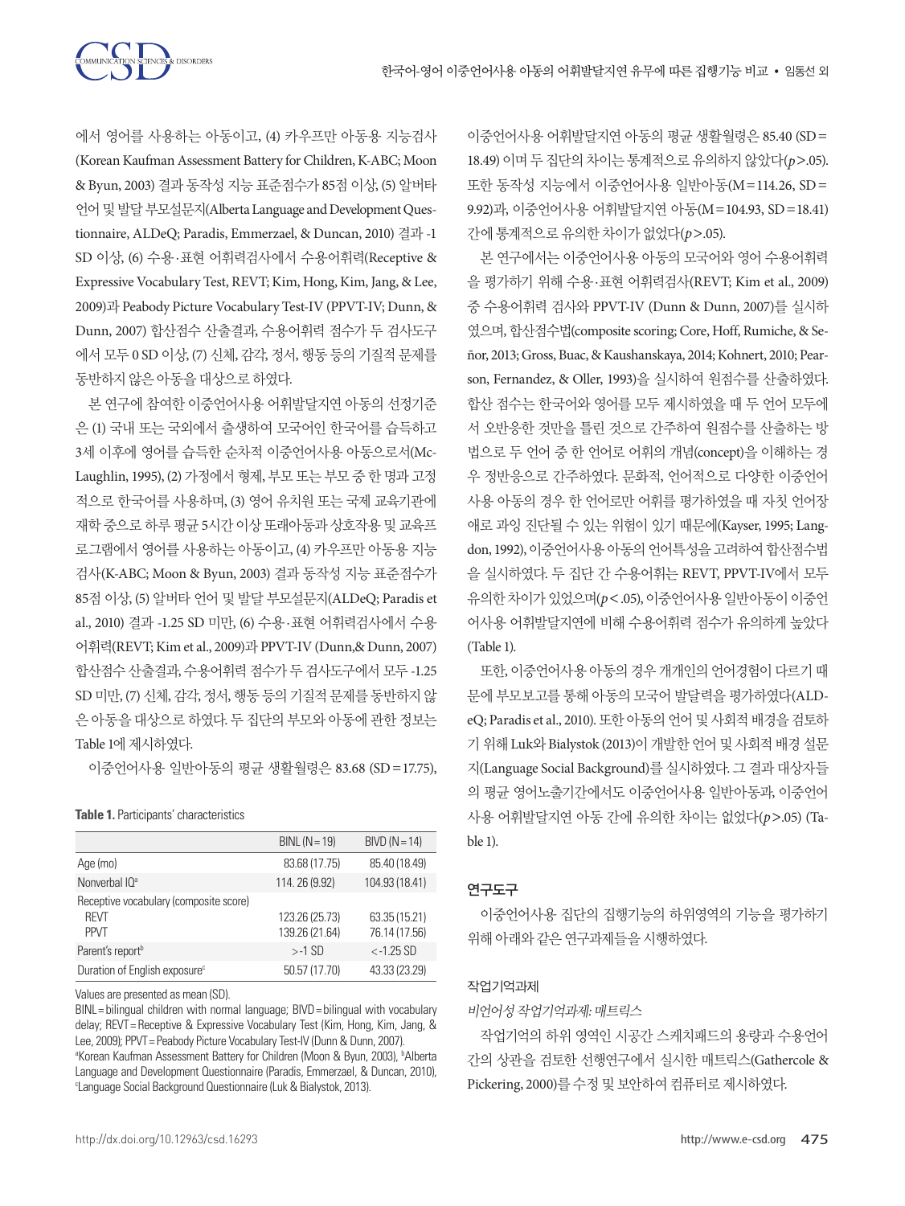에서 영어를 사용하는 아동이고, (4) 카우프만 아동용 지능검사(Korean Kaufman Assessment Battery for Children, K-ABC; Moon & Byun, 2003) 결과 동작성 지능 표준점수가 85점 이상, (5) 알버타 언어 및 발달 부모설문지(Alberta Language and Development Questionnaire, ALDeQ; Paradis, Emmerzael, & Duncan, 2010) 결과 -1 SD 이상, (6) 수용·표현 어휘력검사에서 수용어휘력(Receptive & Expressive Vocabulary Test, REVT; Kim, Hong, Kim, Jang, & Lee, 2009)과 Peabody Picture Vocabulary Test-IV (PPVT-IV; Dunn, & Dunn, 2007) 합산점수 산출결과, 수용어휘력 점수가 두 검사도구에서 모두 0 SD 이상, (7) 신체, 감각, 정서, 행동 등의 기질적 문제를 동반하지 않은 아동을 대상으로 하였다.

본 연구에 참여한 이중언어사용 어휘발달지연 아동의 선정기준은 (1) 국내 또는 국외에서 출생하여 모국어인 한국어를 습득하고 3세 이후에 영어를 습득한 순차적 이중언어사용 아동으로서(McLaughlin, 1995), (2) 가정에서 형제, 부모 또는 부모 중 한 명과 고정적으로 한국어를 사용하며, (3) 영어 유치원 또는 국제 교육기관에 재학 중으로 하루 평균 5시간 이상 또래아동과 상호작용 및 교육프로그램에서 영어를 사용하는 아동이고, (4) 카우프만 아동용 지능검사(K-ABC; Moon & Byun, 2003) 결과 동작성 지능 표준점수가 85점 이상, (5) 알버타 언어 및 발달 부모설문지(ALDeQ; Paradis et al., 2010) 결과 -1.25 SD 미만, (6) 수용·표현 어휘력검사에서 수용어휘력(REVT; Kim et al., 2009)과 PPVT-IV (Dunn,& Dunn, 2007) 합산점수 산출결과, 수용어휘력 점수가 두 검사도구에서 모두 -1.25 SD 미만, (7) 신체, 감각, 정서, 행동 등의 기질적 문제를 동반하지 않은 아동을 대상으로 하였다. 두 집단의 부모와 아동에 관한 정보는 Table 1에 제시하였다.

이중언어사용 일반아동의 평균 생활월령은 83.68 (SD=17.75), 이중언어사용 어휘발달지연 아동의 평균 생활월령은 85.40 (SD=18.49) 이며 두 집단의 차이는 통계적으로 유의하지 않았다($p$>.05). 또한 동작성 지능에서 이중언어사용 일반아동(M=114.26, SD=9.92)과, 이중언어사용 어휘발달지연 아동(M=104.93, SD=18.41) 간에 통계적으로 유의한 차이가 없었다($p$>.05).

본 연구에서는 이중언어사용 아동의 모국어와 영어 수용어휘력을 평가하기 위해 수용·표현 어휘력검사(REVT; Kim et al., 2009) 중 수용어휘력 검사와 PPVT-IV (Dunn & Dunn, 2007)를 실시하였으며, 합산점수법(composite scoring; Core, Hoff, Rumiche, & Señor, 2013; Gross, Buac, & Kaushanskaya, 2014; Kohnert, 2010; Pearson, Fernandez, & Oller, 1993)을 실시하여 원점수를 산출하였다. 합산 점수는 한국어와 영어를 모두 제시하였을 때 두 언어 모두에서 오반응한 것만을 틀린 것으로 간주하여 원점수를 산출하는 방법으로 두 언어 중 한 언어로 어휘의 개념(concept)을 이해하는 경우 정반응으로 간주하였다. 문화적, 언어적으로 다양한 이중언어사용 아동의 경우 한 언어로만 어휘를 평가하였을 때 자칫 언어장애로 과잉 진단될 수 있는 위험이 있기 때문에(Kayser, 1995; Langdon, 1992), 이중언어사용 아동의 언어특성을 고려하여 합산점수법을 실시하였다. 두 집단 간 수용어휘는 REVT, PPVT-IV에서 모두 유의한 차이가 있었으며($p$<.05), 이중언어사용 일반아동이 이중언어사용 어휘발달지연에 비해 수용어휘력 점수가 유의하게 높았다 (Table 1).

또한, 이중언어사용 아동의 경우 개개인의 언어경험이 다르기 때문에 부모보고를 통해 아동의 모국어 발달력을 평가하였다(ALDeQ; Paradis et al., 2010). 또한 아동의 언어 및 사회적 배경을 검토하기 위해 Luk와 Bialystok (2013)이 개발한 언어 및 사회적 배경 설문지(Language Social Background)를 실시하였다. 그 결과 대상자들의 평균 영어노출기간에서도 이중언어사용 일반아동과, 이중언어사용 어휘발달지연 아동 간에 유의한 차이는 없었다($p$>.05) (Table 1).

**Table 1.** Participants' characteristics

| | BINL (N=19) | BIVD (N=14) |
|---|---|---|
| Age (mo) | 83.68 (17.75) | 85.40 (18.49) |
| Nonverbal IQ[a] | 114. 26 (9.92) | 104.93 (18.41) |
| Receptive vocabulary (composite score) | | |
| REVT | 123.26 (25.73) | 63.35 (15.21) |
| PPVT | 139.26 (21.64) | 76.14 (17.56) |
| Parent's report[b] | >-1 SD | <-1.25 SD |
| Duration of English exposure[c] | 50.57 (17.70) | 43.33 (23.29) |

Values are presented as mean (SD).
BINL=bilingual children with normal language; BIVD=bilingual with vocabulary delay; REVT=Receptive & Expressive Vocabulary Test (Kim, Hong, Kim, Jang, & Lee, 2009); PPVT=Peabody Picture Vocabulary Test-IV (Dunn & Dunn, 2007).
[a]Korean Kaufman Assessment Battery for Children (Moon & Byun, 2003), [b]Alberta Language and Development Questionnaire (Paradis, Emmerzael, & Duncan, 2010), [c]Language Social Background Questionnaire (Luk & Bialystok, 2013).

## 연구도구

이중언어사용 집단의 집행기능의 하위영역의 기능을 평가하기 위해 아래와 같은 연구과제들을 시행하였다.

### 작업기억과제

*비언어성 작업기억과제: 매트릭스*

작업기억의 하위 영역인 시공간 스케치패드의 용량과 수용언어 간의 상관을 검토한 선행연구에서 실시한 매트릭스(Gathercole & Pickering, 2000)를 수정 및 보안하여 컴퓨터로 제시하였다.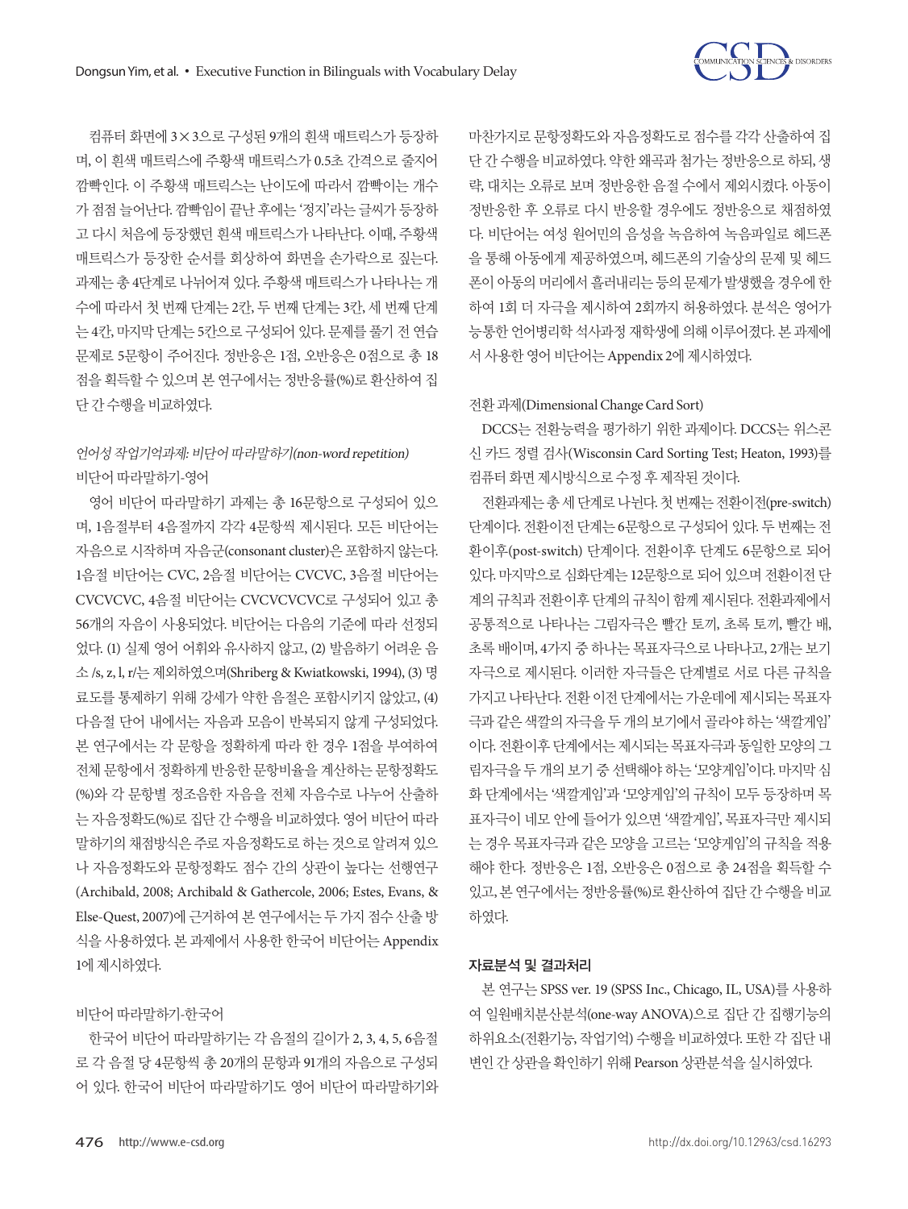컴퓨터 화면에 3×3으로 구성된 9개의 흰색 매트릭스가 등장하며, 이 흰색 매트릭스에 주황색 매트릭스가 0.5초 간격으로 줄지어 깜빡인다. 이 주황색 매트릭스는 난이도에 따라서 깜빡이는 개수가 점점 늘어난다. 깜빡임이 끝난 후에는 '정지'라는 글씨가 등장하고 다시 처음에 등장했던 흰색 매트릭스가 나타난다. 이때, 주황색 매트릭스가 등장한 순서를 회상하여 화면을 손가락으로 짚는다. 과제는 총 4단계로 나뉘어져 있다. 주황색 매트릭스가 나타나는 개수에 따라서 첫 번째 단계는 2칸, 두 번째 단계는 3칸, 세 번째 단계는 4칸, 마지막 단계는 5칸으로 구성되어 있다. 문제를 풀기 전 연습문제로 5문항이 주어진다. 정반응은 1점, 오반응은 0점으로 총 18점을 획득할 수 있으며 본 연구에서는 정반응률(%)로 환산하여 집단 간 수행을 비교하였다.

*언어성 작업기억과제: 비단어 따라말하기(non-word repetition)*

비단어 따라말하기-영어

영어 비단어 따라말하기 과제는 총 16문항으로 구성되어 있으며, 1음절부터 4음절까지 각각 4문항씩 제시된다. 모든 비단어는 자음으로 시작하며 자음군(consonant cluster)은 포함하지 않는다. 1음절 비단어는 CVC, 2음절 비단어는 CVCVC, 3음절 비단어는 CVCVCVC, 4음절 비단어는 CVCVCVCVC로 구성되어 있고 총 56개의 자음이 사용되었다. 비단어는 다음의 기준에 따라 선정되었다. (1) 실제 영어 어휘와 유사하지 않고, (2) 발음하기 어려운 음소 /s, z, l, r/는 제외하였으며(Shriberg & Kwiatkowski, 1994), (3) 명료도를 통제하기 위해 강세가 약한 음절은 포함시키지 않았고, (4) 다음절 단어 내에서는 자음과 모음이 반복되지 않게 구성되었다. 본 연구에서는 각 문항을 정확하게 따라 한 경우 1점을 부여하여 전체 문항에서 정확하게 반응한 문항비율을 계산하는 문항정확도(%)와 각 문항별 정조음한 자음을 전체 자음수로 나누어 산출하는 자음정확도(%)로 집단 간 수행을 비교하였다. 영어 비단어 따라말하기의 채점방식은 주로 자음정확도로 하는 것으로 알려져 있으나 자음정확도와 문항정확도 점수 간의 상관이 높다는 선행연구(Archibald, 2008; Archibald & Gathercole, 2006; Estes, Evans, & Else-Quest, 2007)에 근거하여 본 연구에서는 두 가지 점수 산출 방식을 사용하였다. 본 과제에서 사용한 한국어 비단어는 Appendix 1에 제시하였다.

비단어 따라말하기-한국어

한국어 비단어 따라말하기는 각 음절의 길이가 2, 3, 4, 5, 6음절로 각 음절 당 4문항씩 총 20개의 문항과 91개의 자음으로 구성되어 있다. 한국어 비단어 따라말하기도 영어 비단어 따라말하기와 마찬가지로 문항정확도와 자음정확도로 점수를 각각 산출하여 집단 간 수행을 비교하였다. 약한 왜곡과 첨가는 정반응으로 하되, 생략, 대치는 오류로 보며 정반응한 음절 수에서 제외시켰다. 아동이 정반응한 후 오류로 다시 반응할 경우에도 정반응으로 채점하였다. 비단어는 여성 원어민의 음성을 녹음하여 녹음파일로 헤드폰을 통해 아동에게 제공하였으며, 헤드폰의 기술상의 문제 및 헤드폰이 아동의 머리에서 흘러내리는 등의 문제가 발생했을 경우에 한하여 1회 더 자극을 제시하여 2회까지 허용하였다. 분석은 영어가 능통한 언어병리학 석사과정 재학생에 의해 이루어졌다. 본 과제에서 사용한 영어 비단어는 Appendix 2에 제시하였다.

전환 과제(Dimensional Change Card Sort)

DCCS는 전환능력을 평가하기 위한 과제이다. DCCS는 위스콘신 카드 정렬 검사(Wisconsin Card Sorting Test; Heaton, 1993)를 컴퓨터 화면 제시방식으로 수정 후 제작된 것이다.

전환과제는 총 세 단계로 나뉜다. 첫 번째는 전환이전(pre-switch) 단계이다. 전환이전 단계는 6문항으로 구성되어 있다. 두 번째는 전환이후(post-switch) 단계이다. 전환이후 단계도 6문항으로 되어 있다. 마지막으로 심화단계는 12문항으로 되어 있으며 전환이전 단계의 규칙과 전환이후 단계의 규칙이 함께 제시된다. 전환과제에서 공통적으로 나타나는 그림자극은 빨간 토끼, 초록 토끼, 빨간 배, 초록 배이며, 4가지 중 하나는 목표자극으로 나타나고, 2개는 보기자극으로 제시된다. 이러한 자극들은 단계별로 서로 다른 규칙을 가지고 나타난다. 전환 이전 단계에서는 가운데에 제시되는 목표자극과 같은 색깔의 자극을 두 개의 보기에서 골라야 하는 '색깔게임'이다. 전환이후 단계에서는 제시되는 목표자극과 동일한 모양의 그림자극을 두 개의 보기 중 선택해야 하는 '모양게임'이다. 마지막 심화 단계에서는 '색깔게임'과 '모양게임'의 규칙이 모두 등장하며 목표자극이 네모 안에 들어가 있으면 '색깔게임', 목표자극만 제시되는 경우 목표자극과 같은 모양을 고르는 '모양게임'의 규칙을 적용해야 한다. 정반응은 1점, 오반응은 0점으로 총 24점을 획득할 수 있고, 본 연구에서는 정반응률(%)로 환산하여 집단 간 수행을 비교하였다.

### 자료분석 및 결과처리

본 연구는 SPSS ver. 19 (SPSS Inc., Chicago, IL, USA)를 사용하여 일원배치분산분석(one-way ANOVA)으로 집단 간 집행기능의 하위요소(전환기능, 작업기억) 수행을 비교하였다. 또한 각 집단 내 변인 간 상관을 확인하기 위해 Pearson 상관분석을 실시하였다.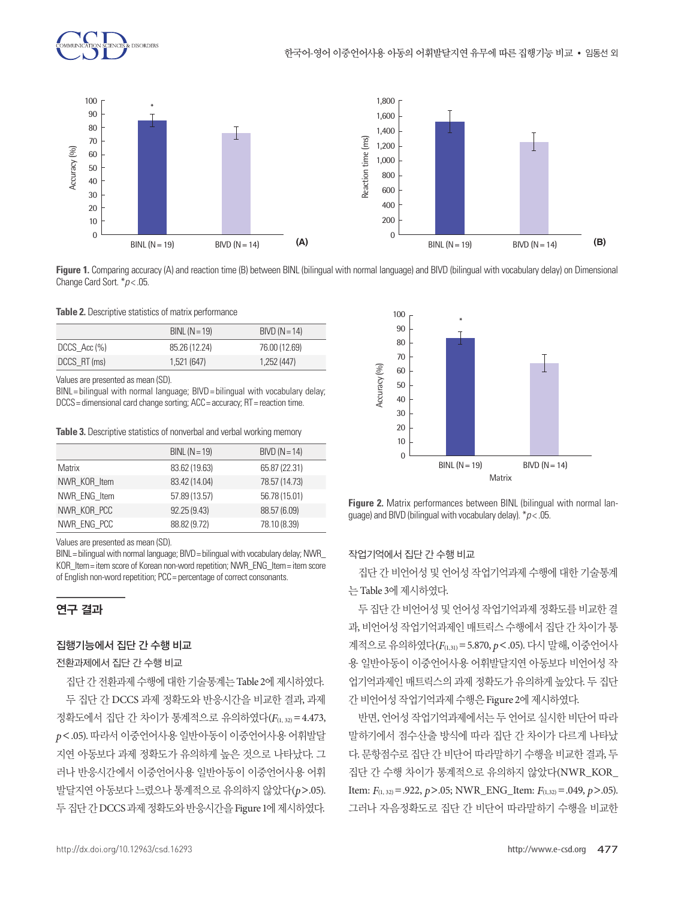**Figure 1.** Comparing accuracy (A) and reaction time (B) between BINL (bilingual with normal language) and BIVD (bilingual with vocabulary delay) on Dimensional Change Card Sort. *$p < .05$.

**Table 2.** Descriptive statistics of matrix performance

| | BINL (N=19) | BIVD (N=14) |
|---|---|---|
| DCCS_Acc (%) | 85.26 (12.24) | 76.00 (12.69) |
| DCCS_RT (ms) | 1,521 (647) | 1,252 (447) |

Values are presented as mean (SD).
BINL=bilingual with normal language; BIVD=bilingual with vocabulary delay; DCCS=dimensional card change sorting; ACC=accuracy; RT=reaction time.

**Table 3.** Descriptive statistics of nonverbal and verbal working memory

| | BINL (N=19) | BIVD (N=14) |
|---|---|---|
| Matrix | 83.62 (19.63) | 65.87 (22.31) |
| NWR_KOR_Item | 83.42 (14.04) | 78.57 (14.73) |
| NWR_ENG_Item | 57.89 (13.57) | 56.78 (15.01) |
| NWR_KOR_PCC | 92.25 (9.43) | 88.57 (6.09) |
| NWR_ENG_PCC | 88.82 (9.72) | 78.10 (8.39) |

Values are presented as mean (SD).
BINL=bilingual with normal language; BIVD=bilingual with vocabulary delay; NWR_KOR_Item=item score of Korean non-word repetition; NWR_ENG_Item=item score of English non-word repetition; PCC=percentage of correct consonants.

## 연구 결과

### 집행기능에서 집단 간 수행 비교

#### 전환과제에서 집단 간 수행 비교

집단 간 전환과제 수행에 대한 기술통계는 Table 2에 제시하였다.

두 집단 간 DCCS 과제 정확도와 반응시간을 비교한 결과, 과제 정확도에서 집단 간 차이가 통계적으로 유의하였다($F_{(1, 32)}=4.473$, $p<.05$). 따라서 이중언어사용 일반아동이 이중언어사용 어휘발달지연 아동보다 과제 정확도가 유의하게 높은 것으로 나타났다. 그러나 반응시간에서 이중언어사용 일반아동이 이중언어사용 어휘발달지연 아동보다 느렸으나 통계적으로 유의하지 않았다($p>.05$). 두 집단 간 DCCS 과제 정확도와 반응시간을 Figure 1에 제시하였다.

**Figure 2.** Matrix performances between BINL (bilingual with normal language) and BIVD (bilingual with vocabulary delay). *$p<.05$.

#### 작업기억에서 집단 간 수행 비교

집단 간 비언어성 및 언어성 작업기억과제 수행에 대한 기술통계는 Table 3에 제시하였다.

두 집단 간 비언어성 및 언어성 작업기억과제 정확도를 비교한 결과, 비언어성 작업기억과제인 매트릭스 수행에서 집단 간 차이가 통계적으로 유의하였다($F_{(1,31)}=5.870$, $p<.05$). 다시 말해, 이중언어사용 일반아동이 이중언어사용 어휘발달지연 아동보다 비언어성 작업기억과제인 매트릭스의 과제 정확도가 유의하게 높았다. 두 집단 간 비언어성 작업기억과제 수행은 Figure 2에 제시하였다.

반면, 언어성 작업기억과제에서는 두 언어로 실시한 비단어 따라말하기에서 점수산출 방식에 따라 집단 간 차이가 다르게 나타났다. 문항점수로 집단 간 비단어 따라말하기 수행을 비교한 결과, 두 집단 간 수행 차이가 통계적으로 유의하지 않았다(NWR_KOR_Item: $F_{(1, 32)}=.922$, $p>.05$; NWR_ENG_Item: $F_{(1,32)}=.049$, $p>.05$). 그러나 자음정확도로 집단 간 비단어 따라말하기 수행을 비교한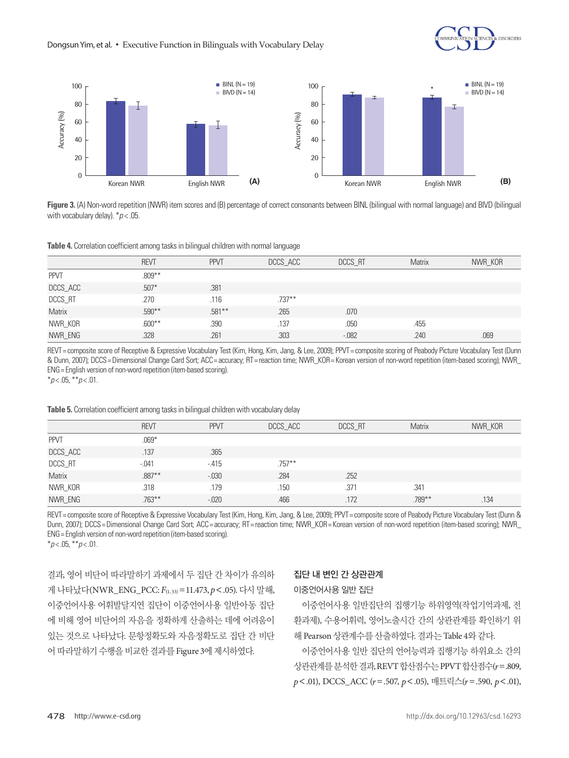**Figure 3.** (A) Non-word repetition (NWR) item scores and (B) percentage of correct consonants between BINL (bilingual with normal language) and BIVD (bilingual with vocabulary delay). *$p < .05$.

**Table 4.** Correlation coefficient among tasks in bilingual children with normal language

| | REVT | PPVT | DCCS_ACC | DCCS_RT | Matrix | NWR_KOR |
|---|---|---|---|---|---|---|
| PPVT | .809** | | | | | |
| DCCS_ACC | .507* | .381 | | | | |
| DCCS_RT | .270 | .116 | .737** | | | |
| Matrix | .590** | .581** | .265 | .070 | | |
| NWR_KOR | .600** | .390 | .137 | .050 | .455 | |
| NWR_ENG | .328 | .261 | .303 | -.082 | .240 | .069 |

REVT = composite score of Receptive & Expressive Vocabulary Test (Kim, Hong, Kim, Jang, & Lee, 2009); PPVT = composite scoring of Peabody Picture Vocabulary Test (Dunn & Dunn, 2007); DCCS = Dimensional Change Card Sort; ACC = accuracy; RT = reaction time; NWR_KOR = Korean version of non-word repetition (item-based scoring); NWR_ENG = English version of non-word repetition (item-based scoring).
*$p < .05$, **$p < .01$.

**Table 5.** Correlation coefficient among tasks in bilingual children with vocabulary delay

| | REVT | PPVT | DCCS_ACC | DCCS_RT | Matrix | NWR_KOR |
|---|---|---|---|---|---|---|
| PPVT | .069* | | | | | |
| DCCS_ACC | .137 | .365 | | | | |
| DCCS_RT | -.041 | -.415 | .757** | | | |
| Matrix | .887** | -.030 | .284 | .252 | | |
| NWR_KOR | .318 | .179 | .150 | .371 | .341 | |
| NWR_ENG | .763** | -.020 | .466 | .172 | .789** | .134 |

REVT = composite score of Receptive & Expressive Vocabulary Test (Kim, Hong, Kim, Jang, & Lee, 2009); PPVT = composite score of Peabody Picture Vocabulary Test (Dunn & Dunn, 2007); DCCS = Dimensional Change Card Sort; ACC = accuracy; RT = reaction time; NWR_KOR = Korean version of non-word repetition (item-based scoring); NWR_ENG = English version of non-word repetition (item-based scoring).
*$p < .05$, **$p < .01$.

결과, 영어 비단어 따라말하기 과제에서 두 집단 간 차이가 유의하게 나타났다(NWR_ENG_PCC: $F_{(1, 33)} = 11.473$, $p < .05$). 다시 말해, 이중언어사용 어휘발달지연 집단이 이중언어사용 일반아동 집단에 비해 영어 비단어의 자음을 정확하게 산출하는 데에 어려움이 있는 것으로 나타났다. 문항정확도와 자음정확도로 집단 간 비단어 따라말하기 수행을 비교한 결과를 Figure 3에 제시하였다.

### 집단 내 변인 간 상관관계

#### 이중언어사용 일반 집단

이중언어사용 일반집단의 집행기능 하위영역(작업기억과제, 전환과제), 수용어휘력, 영어노출시간 간의 상관관계를 확인하기 위해 Pearson 상관계수를 산출하였다. 결과는 Table 4와 같다.

이중언어사용 일반 집단의 언어능력과 집행기능 하위요소 간의 상관관계를 분석한 결과, REVT 합산점수는 PPVT 합산점수($r = .809$, $p < .01$), DCCS_ACC ($r = .507$, $p < .05$), 매트릭스($r = .590$, $p < .01$),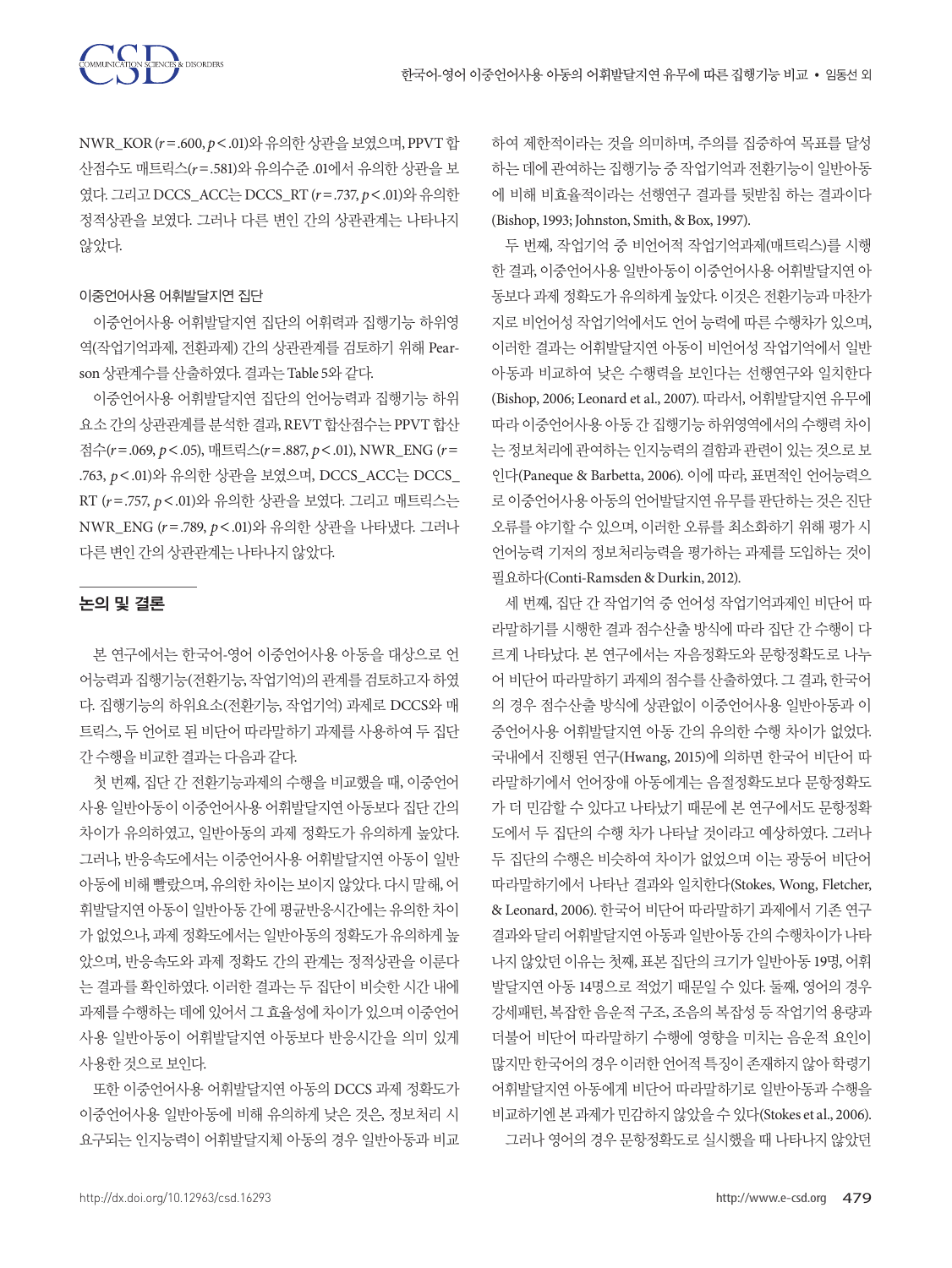NWR_KOR ($r$ = .600, $p$ < .01)와 유의한 상관을 보였으며, PPVT 합산점수도 매트릭스($r$ = .581)와 유의수준 .01에서 유의한 상관을 보였다. 그리고 DCCS_ACC는 DCCS_RT ($r$ = .737, $p$ < .01)와 유의한 정적상관을 보였다. 그러나 다른 변인 간의 상관관계는 나타나지 않았다.

### 이중언어사용 어휘발달지연 집단

이중언어사용 어휘발달지연 집단의 어휘력과 집행기능 하위영역(작업기억과제, 전환과제) 간의 상관관계를 검토하기 위해 Pearson 상관계수를 산출하였다. 결과는 Table 5와 같다.

이중언어사용 어휘발달지연 집단의 언어능력과 집행기능 하위요소 간의 상관관계를 분석한 결과, REVT 합산점수는 PPVT 합산점수($r$ = .069, $p$ < .05), 매트릭스($r$ = .887, $p$ < .01), NWR_ENG ($r$ = .763, $p$ < .01)와 유의한 상관을 보였으며, DCCS_ACC는 DCCS_RT ($r$ = .757, $p$ < .01)와 유의한 상관을 보였다. 그리고 매트릭스는 NWR_ENG ($r$ = .789, $p$ < .01)와 유의한 상관을 나타냈다. 그러나 다른 변인 간의 상관관계는 나타나지 않았다.

## 논의 및 결론

본 연구에서는 한국어-영어 이중언어사용 아동을 대상으로 언어능력과 집행기능(전환기능, 작업기억)의 관계를 검토하고자 하였다. 집행기능의 하위요소(전환기능, 작업기억) 과제로 DCCS와 매트릭스, 두 언어로 된 비단어 따라말하기 과제를 사용하여 두 집단 간 수행을 비교한 결과는 다음과 같다.

첫 번째, 집단 간 전환기능과제의 수행을 비교했을 때, 이중언어사용 일반아동이 이중언어사용 어휘발달지연 아동보다 집단 간의 차이가 유의하였고, 일반아동의 과제 정확도가 유의하게 높았다. 그러나, 반응속도에서는 이중언어사용 어휘발달지연 아동이 일반아동에 비해 빨랐으며, 유의한 차이는 보이지 않았다. 다시 말해, 어휘발달지연 아동이 일반아동 간에 평균반응시간에는 유의한 차이가 없었으나, 과제 정확도에서는 일반아동의 정확도가 유의하게 높았으며, 반응속도와 과제 정확도 간의 관계는 정적상관을 이룬다는 결과를 확인하였다. 이러한 결과는 두 집단이 비슷한 시간 내에 과제를 수행하는 데에 있어서 그 효율성에 차이가 있으며 이중언어사용 일반아동이 어휘발달지연 아동보다 반응시간을 의미 있게 사용한 것으로 보인다.

또한 이중언어사용 어휘발달지연 아동의 DCCS 과제 정확도가 이중언어사용 일반아동에 비해 유의하게 낮은 것은, 정보처리 시 요구되는 인지능력이 어휘발달지체 아동의 경우 일반아동과 비교하여 제한적이라는 것을 의미하며, 주의를 집중하여 목표를 달성하는 데에 관여하는 집행기능 중 작업기억과 전환기능이 일반아동에 비해 비효율적이라는 선행연구 결과를 뒷받침 하는 결과이다(Bishop, 1993; Johnston, Smith, & Box, 1997).

두 번째, 작업기억 중 비언어적 작업기억과제(매트릭스)를 시행한 결과, 이중언어사용 일반아동이 이중언어사용 어휘발달지연 아동보다 과제 정확도가 유의하게 높았다. 이것은 전환기능과 마찬가지로 비언어성 작업기억에서도 언어 능력에 따른 수행차가 있으며, 이러한 결과는 어휘발달지연 아동이 비언어성 작업기억에서 일반아동과 비교하여 낮은 수행력을 보인다는 선행연구와 일치한다(Bishop, 2006; Leonard et al., 2007). 따라서, 어휘발달지연 유무에 따라 이중언어사용 아동 간 집행기능 하위영역에서의 수행력 차이는 정보처리에 관여하는 인지능력의 결함과 관련이 있는 것으로 보인다(Paneque & Barbetta, 2006). 이에 따라, 표면적인 언어능력으로 이중언어사용 아동의 언어발달지연 유무를 판단하는 것은 진단 오류를 야기할 수 있으며, 이러한 오류를 최소화하기 위해 평가 시 언어능력 기저의 정보처리능력을 평가하는 과제를 도입하는 것이 필요하다(Conti-Ramsden & Durkin, 2012).

세 번째, 집단 간 작업기억 중 언어성 작업기억과제인 비단어 따라말하기를 시행한 결과 점수산출 방식에 따라 집단 간 수행이 다르게 나타났다. 본 연구에서는 자음정확도와 문항정확도로 나누어 비단어 따라말하기 과제의 점수를 산출하였다. 그 결과, 한국어의 경우 점수산출 방식에 상관없이 이중언어사용 일반아동과 이중언어사용 어휘발달지연 아동 간의 유의한 수행 차이가 없었다. 국내에서 진행된 연구(Hwang, 2015)에 의하면 한국어 비단어 따라말하기에서 언어장애 아동에게는 음절정확도보다 문항정확도가 더 민감할 수 있다고 나타났기 때문에 본 연구에서도 문항정확도에서 두 집단의 수행 차가 나타날 것이라고 예상하였다. 그러나 두 집단의 수행은 비슷하여 차이가 없었으며 이는 광둥어 비단어 따라말하기에서 나타난 결과와 일치한다(Stokes, Wong, Fletcher, & Leonard, 2006). 한국어 비단어 따라말하기 과제에서 기존 연구 결과와 달리 어휘발달지연 아동과 일반아동 간의 수행차이가 나타나지 않았던 이유는 첫째, 표본 집단의 크기가 일반아동 19명, 어휘발달지연 아동 14명으로 적었기 때문일 수 있다. 둘째, 영어의 경우 강세패턴, 복잡한 음운적 구조, 조음의 복잡성 등 작업기억 용량과 더불어 비단어 따라말하기 수행에 영향을 미치는 음운적 요인이 많지만 한국어의 경우 이러한 언어적 특징이 존재하지 않아 학령기 어휘발달지연 아동에게 비단어 따라말하기로 일반아동과 수행을 비교하기엔 본 과제가 민감하지 않았을 수 있다(Stokes et al., 2006).

그러나 영어의 경우 문항정확도로 실시했을 때 나타나지 않았던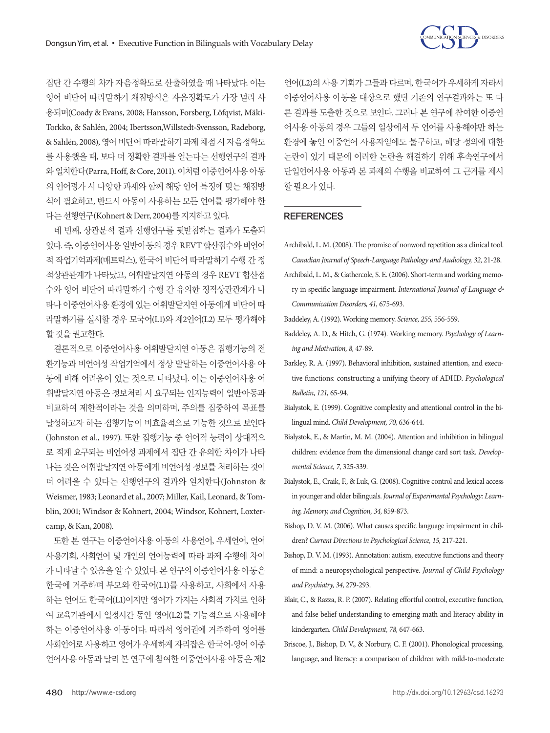집단 간 수행의 차가 자음정확도로 산출하였을 때 나타났다. 이는 영어 비단어 따라말하기 채점방식은 자음정확도가 가장 널리 사용되며(Coady & Evans, 2008; Hansson, Forsberg, Löfqvist, Mäki-Torkko, & Sahlén, 2004; Ibertsson,Willstedt-Svensson, Radeborg, & Sahlén, 2008), 영어 비단어 따라말하기 과제 채점 시 자음정확도를 사용했을 때, 보다 더 정확한 결과를 얻는다는 선행연구의 결과와 일치한다(Parra, Hoff, & Core, 2011). 이처럼 이중언어사용 아동의 언어평가 시 다양한 과제와 함께 해당 언어 특징에 맞는 채점방식이 필요하고, 반드시 아동이 사용하는 모든 언어를 평가해야 한다는 선행연구(Kohnert & Derr, 2004)를 지지하고 있다.

네 번째, 상관분석 결과 선행연구를 뒷받침하는 결과가 도출되었다. 즉, 이중언어사용 일반아동의 경우 REVT 합산점수와 비언어적 작업기억과제(매트릭스), 한국어 비단어 따라말하기 수행 간 정적상관관계가 나타났고, 어휘발달지연 아동의 경우 REVT 합산점수와 영어 비단어 따라말하기 수행 간 유의한 정적상관관계가 나타나 이중언어사용 환경에 있는 어휘발달지연 아동에게 비단어 따라말하기를 실시할 경우 모국어(L1)와 제2언어(L2) 모두 평가해야 할 것을 권고한다.

결론적으로 이중언어사용 어휘발달지연 아동은 집행기능의 전환기능과 비언어성 작업기억에서 정상 발달하는 이중언어사용 아동에 비해 어려움이 있는 것으로 나타났다. 이는 이중언어사용 어휘발달지연 아동은 정보처리 시 요구되는 인지능력이 일반아동과 비교하여 제한적이라는 것을 의미하며, 주의를 집중하여 목표를 달성하고자 하는 집행기능이 비효율적으로 기능한 것으로 보인다(Johnston et al., 1997). 또한 집행기능 중 언어적 능력이 상대적으로 적게 요구되는 비언어성 과제에서 집단 간 유의한 차이가 나타나는 것은 어휘발달지연 아동에게 비언어성 정보를 처리하는 것이 더 어려울 수 있다는 선행연구의 결과와 일치한다(Johnston & Weismer, 1983; Leonard et al., 2007; Miller, Kail, Leonard, & Tomblin, 2001; Windsor & Kohnert, 2004; Windsor, Kohnert, Loxtercamp, & Kan, 2008).

또한 본 연구는 이중언어사용 아동의 사용언어, 우세언어, 언어 사용기회, 사회언어 및 개인의 언어능력에 따라 과제 수행에 차이가 나타날 수 있음을 알 수 있었다. 본 연구의 이중언어사용 아동은 한국에 거주하며 부모와 한국어(L1)를 사용하고, 사회에서 사용하는 언어도 한국어(L1)이지만 영어가 가지는 사회적 가치로 인하여 교육기관에서 일정시간 동안 영어(L2)를 기능적으로 사용해야 하는 이중언어사용 아동이다. 따라서 영어권에 거주하여 영어를 사회언어로 사용하고 영어가 우세하게 자리잡은 한국어-영어 이중언어사용 아동과 달리 본 연구에 참여한 이중언어사용 아동은 제2언어(L2)의 사용 기회가 그들과 다르며, 한국어가 우세하게 자라서 이중언어사용 아동을 대상으로 했던 기존의 연구결과와는 또 다른 결과를 도출한 것으로 보인다. 그러나 본 연구에 참여한 이중언어사용 아동의 경우 그들의 일상에서 두 언어를 사용해야만 하는 환경에 놓인 이중언어 사용자임에도 불구하고, 해당 정의에 대한 논란이 있기 때문에 이러한 논란을 해결하기 위해 후속연구에서 단일언어사용 아동과 본 과제의 수행을 비교하여 그 근거를 제시할 필요가 있다.

## REFERENCES

Archibald, L. M. (2008). The promise of nonword repetition as a clinical tool. *Canadian Journal of Speech-Language Pathology and Audiology, 32,* 21-28.

Archibald, L. M., & Gathercole, S. E. (2006). Short-term and working memory in specific language impairment. *International Journal of Language & Communication Disorders, 41,* 675-693.

Baddeley, A. (1992). Working memory. *Science, 255,* 556-559.

Baddeley, A. D., & Hitch, G. (1974). Working memory. *Psychology of Learning and Motivation, 8,* 47-89.

Barkley, R. A. (1997). Behavioral inhibition, sustained attention, and executive functions: constructing a unifying theory of ADHD. *Psychological Bulletin, 121,* 65-94.

Bialystok, E. (1999). Cognitive complexity and attentional control in the bilingual mind. *Child Development, 70,* 636-644.

Bialystok, E., & Martin, M. M. (2004). Attention and inhibition in bilingual children: evidence from the dimensional change card sort task. *Developmental Science, 7,* 325-339.

Bialystok, E., Craik, F., & Luk, G. (2008). Cognitive control and lexical access in younger and older bilinguals. *Journal of Experimental Psychology: Learning, Memory, and Cognition, 34,* 859-873.

Bishop, D. V. M. (2006). What causes specific language impairment in children? *Current Directions in Psychological Science, 15,* 217-221.

Bishop, D. V. M. (1993). Annotation: autism, executive functions and theory of mind: a neuropsychological perspective. *Journal of Child Psychology and Psychiatry, 34,* 279-293.

Blair, C., & Razza, R. P. (2007). Relating effortful control, executive function, and false belief understanding to emerging math and literacy ability in kindergarten. *Child Development, 78,* 647-663.

Briscoe, J., Bishop, D. V., & Norbury, C. F. (2001). Phonological processing, language, and literacy: a comparison of children with mild-to-moderate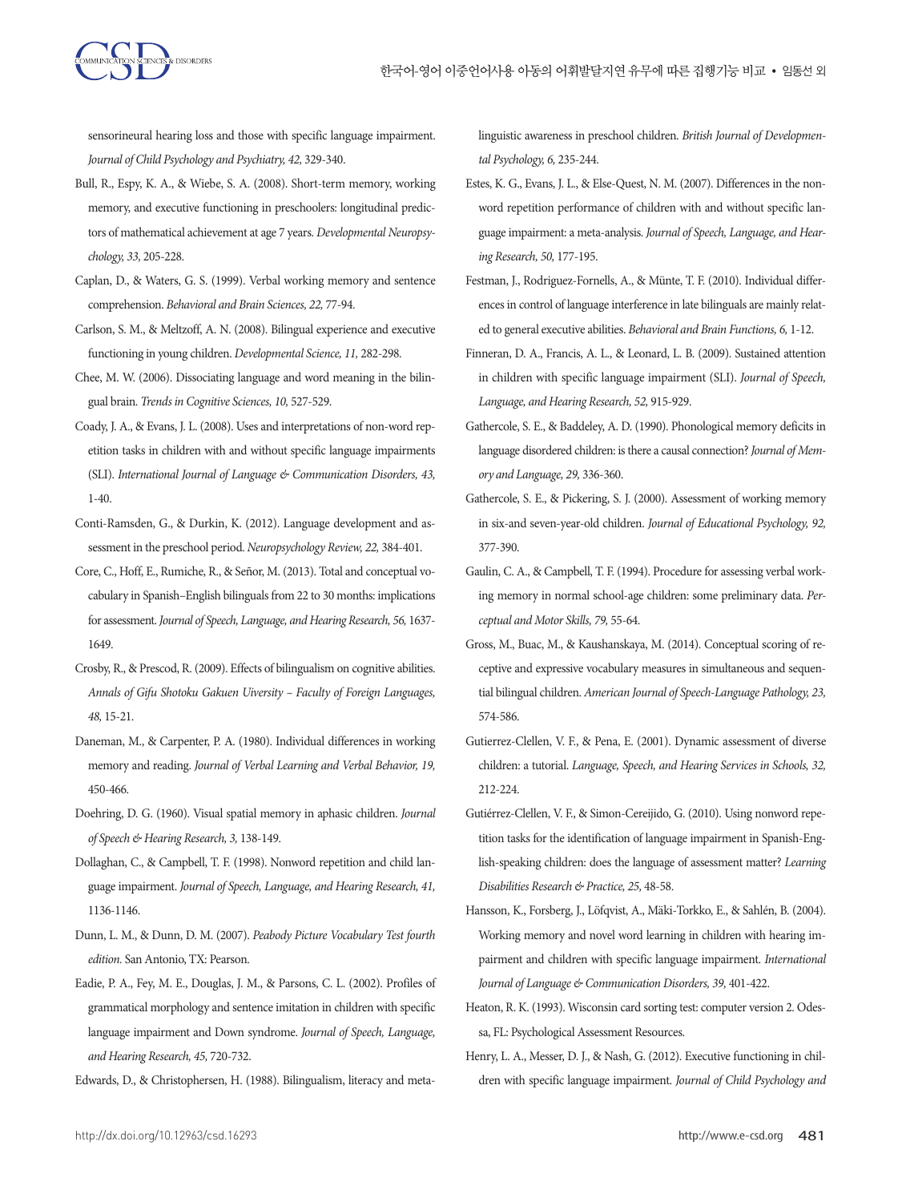sensorineural hearing loss and those with specific language impairment. *Journal of Child Psychology and Psychiatry, 42,* 329-340.

Bull, R., Espy, K. A., & Wiebe, S. A. (2008). Short-term memory, working memory, and executive functioning in preschoolers: longitudinal predictors of mathematical achievement at age 7 years. *Developmental Neuropsychology, 33,* 205-228.

Caplan, D., & Waters, G. S. (1999). Verbal working memory and sentence comprehension. *Behavioral and Brain Sciences, 22,* 77-94.

Carlson, S. M., & Meltzoff, A. N. (2008). Bilingual experience and executive functioning in young children. *Developmental Science, 11,* 282-298.

Chee, M. W. (2006). Dissociating language and word meaning in the bilingual brain. *Trends in Cognitive Sciences, 10,* 527-529.

Coady, J. A., & Evans, J. L. (2008). Uses and interpretations of non-word repetition tasks in children with and without specific language impairments (SLI). *International Journal of Language & Communication Disorders, 43,* 1-40.

Conti-Ramsden, G., & Durkin, K. (2012). Language development and assessment in the preschool period. *Neuropsychology Review, 22,* 384-401.

Core, C., Hoff, E., Rumiche, R., & Señor, M. (2013). Total and conceptual vocabulary in Spanish–English bilinguals from 22 to 30 months: implications for assessment. *Journal of Speech, Language, and Hearing Research, 56,* 1637-1649.

Crosby, R., & Prescod, R. (2009). Effects of bilingualism on cognitive abilities. *Annals of Gifu Shotoku Gakuen Uiversity – Faculty of Foreign Languages, 48,* 15-21.

Daneman, M., & Carpenter, P. A. (1980). Individual differences in working memory and reading. *Journal of Verbal Learning and Verbal Behavior, 19,* 450-466.

Doehring, D. G. (1960). Visual spatial memory in aphasic children. *Journal of Speech & Hearing Research, 3,* 138-149.

Dollaghan, C., & Campbell, T. F. (1998). Nonword repetition and child language impairment. *Journal of Speech, Language, and Hearing Research, 41,* 1136-1146.

Dunn, L. M., & Dunn, D. M. (2007). *Peabody Picture Vocabulary Test fourth edition.* San Antonio, TX: Pearson.

Eadie, P. A., Fey, M. E., Douglas, J. M., & Parsons, C. L. (2002). Profiles of grammatical morphology and sentence imitation in children with specific language impairment and Down syndrome. *Journal of Speech, Language, and Hearing Research, 45,* 720-732.

Edwards, D., & Christophersen, H. (1988). Bilingualism, literacy and metalinguistic awareness in preschool children. *British Journal of Developmental Psychology, 6,* 235-244.

Estes, K. G., Evans, J. L., & Else-Quest, N. M. (2007). Differences in the nonword repetition performance of children with and without specific language impairment: a meta-analysis. *Journal of Speech, Language, and Hearing Research, 50,* 177-195.

Festman, J., Rodriguez-Fornells, A., & Münte, T. F. (2010). Individual differences in control of language interference in late bilinguals are mainly related to general executive abilities. *Behavioral and Brain Functions, 6,* 1-12.

Finneran, D. A., Francis, A. L., & Leonard, L. B. (2009). Sustained attention in children with specific language impairment (SLI). *Journal of Speech, Language, and Hearing Research, 52,* 915-929.

Gathercole, S. E., & Baddeley, A. D. (1990). Phonological memory deficits in language disordered children: is there a causal connection? *Journal of Memory and Language, 29,* 336-360.

Gathercole, S. E., & Pickering, S. J. (2000). Assessment of working memory in six-and seven-year-old children. *Journal of Educational Psychology, 92,* 377-390.

Gaulin, C. A., & Campbell, T. F. (1994). Procedure for assessing verbal working memory in normal school-age children: some preliminary data. *Perceptual and Motor Skills, 79,* 55-64.

Gross, M., Buac, M., & Kaushanskaya, M. (2014). Conceptual scoring of receptive and expressive vocabulary measures in simultaneous and sequential bilingual children. *American Journal of Speech-Language Pathology, 23,* 574-586.

Gutierrez-Clellen, V. F., & Pena, E. (2001). Dynamic assessment of diverse children: a tutorial. *Language, Speech, and Hearing Services in Schools, 32,* 212-224.

Gutiérrez-Clellen, V. F., & Simon-Cereijido, G. (2010). Using nonword repetition tasks for the identification of language impairment in Spanish-English-speaking children: does the language of assessment matter? *Learning Disabilities Research & Practice, 25,* 48-58.

Hansson, K., Forsberg, J., Löfqvist, A., Mäki-Torkko, E., & Sahlén, B. (2004). Working memory and novel word learning in children with hearing impairment and children with specific language impairment. *International Journal of Language & Communication Disorders, 39,* 401-422.

Heaton, R. K. (1993). Wisconsin card sorting test: computer version 2. Odessa, FL: Psychological Assessment Resources.

Henry, L. A., Messer, D. J., & Nash, G. (2012). Executive functioning in children with specific language impairment. *Journal of Child Psychology and*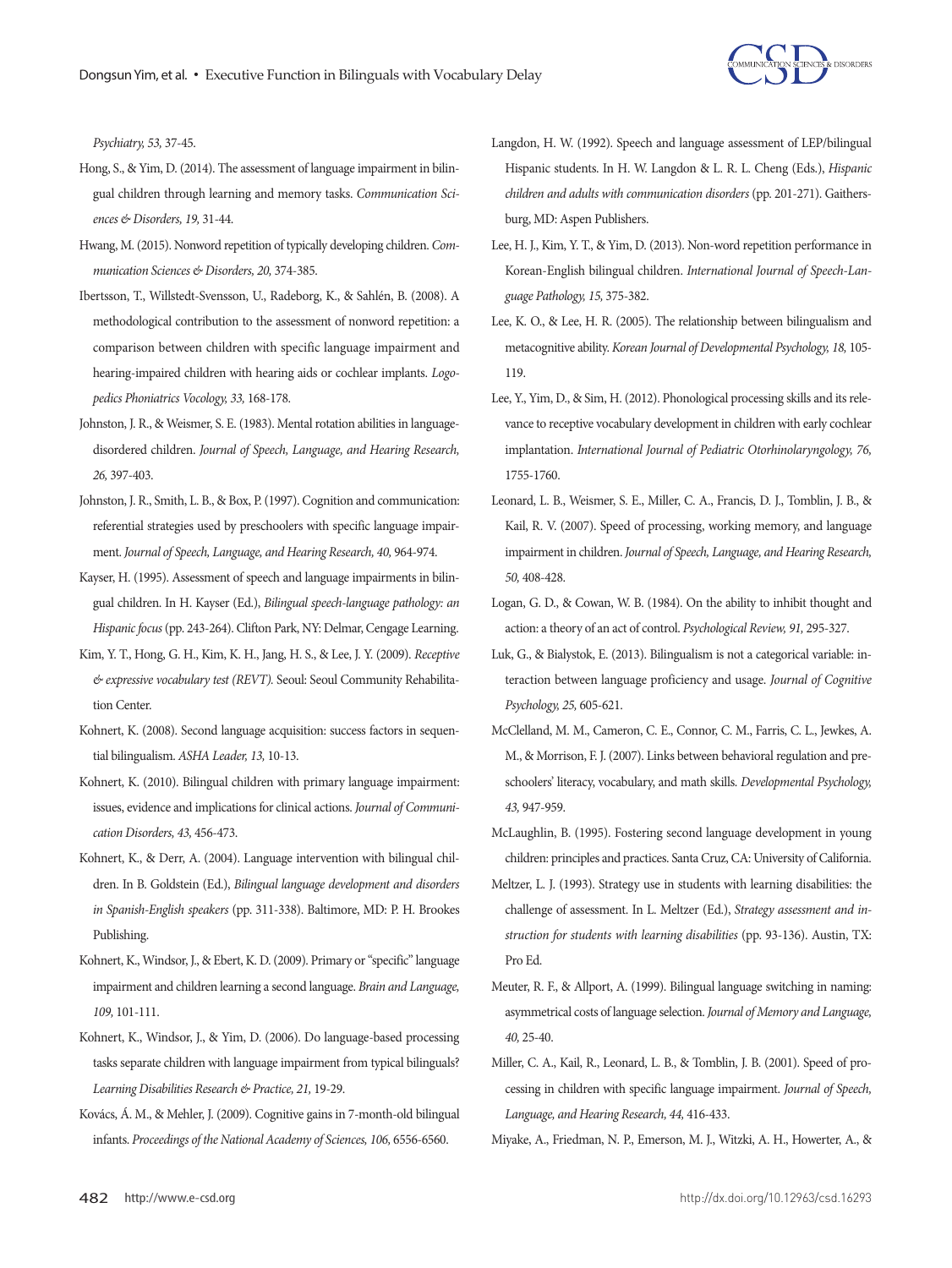*Psychiatry, 53,* 37-45.

Hong, S., & Yim, D. (2014). The assessment of language impairment in bilingual children through learning and memory tasks. *Communication Sciences & Disorders, 19,* 31-44.

Hwang, M. (2015). Nonword repetition of typically developing children. *Communication Sciences & Disorders, 20,* 374-385.

Ibertsson, T., Willstedt-Svensson, U., Radeborg, K., & Sahlén, B. (2008). A methodological contribution to the assessment of nonword repetition: a comparison between children with specific language impairment and hearing-impaired children with hearing aids or cochlear implants. *Logopedics Phoniatrics Vocology, 33,* 168-178.

Johnston, J. R., & Weismer, S. E. (1983). Mental rotation abilities in language-disordered children. *Journal of Speech, Language, and Hearing Research, 26,* 397-403.

Johnston, J. R., Smith, L. B., & Box, P. (1997). Cognition and communication: referential strategies used by preschoolers with specific language impairment. *Journal of Speech, Language, and Hearing Research, 40,* 964-974.

Kayser, H. (1995). Assessment of speech and language impairments in bilingual children. In H. Kayser (Ed.), *Bilingual speech-language pathology: an Hispanic focus* (pp. 243-264). Clifton Park, NY: Delmar, Cengage Learning.

Kim, Y. T., Hong, G. H., Kim, K. H., Jang, H. S., & Lee, J. Y. (2009). *Receptive & expressive vocabulary test (REVT).* Seoul: Seoul Community Rehabilitation Center.

Kohnert, K. (2008). Second language acquisition: success factors in sequential bilingualism. *ASHA Leader, 13,* 10-13.

Kohnert, K. (2010). Bilingual children with primary language impairment: issues, evidence and implications for clinical actions. *Journal of Communication Disorders, 43,* 456-473.

Kohnert, K., & Derr, A. (2004). Language intervention with bilingual children. In B. Goldstein (Ed.), *Bilingual language development and disorders in Spanish-English speakers* (pp. 311-338). Baltimore, MD: P. H. Brookes Publishing.

Kohnert, K., Windsor, J., & Ebert, K. D. (2009). Primary or "specific" language impairment and children learning a second language. *Brain and Language, 109,* 101-111.

Kohnert, K., Windsor, J., & Yim, D. (2006). Do language-based processing tasks separate children with language impairment from typical bilinguals? *Learning Disabilities Research & Practice, 21,* 19-29.

Kovács, Á. M., & Mehler, J. (2009). Cognitive gains in 7-month-old bilingual infants. *Proceedings of the National Academy of Sciences, 106,* 6556-6560.

Langdon, H. W. (1992). Speech and language assessment of LEP/bilingual Hispanic students. In H. W. Langdon & L. R. L. Cheng (Eds.), *Hispanic children and adults with communication disorders* (pp. 201-271). Gaithersburg, MD: Aspen Publishers.

Lee, H. J., Kim, Y. T., & Yim, D. (2013). Non-word repetition performance in Korean-English bilingual children. *International Journal of Speech-Language Pathology, 15,* 375-382.

Lee, K. O., & Lee, H. R. (2005). The relationship between bilingualism and metacognitive ability. *Korean Journal of Developmental Psychology, 18,* 105-119.

Lee, Y., Yim, D., & Sim, H. (2012). Phonological processing skills and its relevance to receptive vocabulary development in children with early cochlear implantation. *International Journal of Pediatric Otorhinolaryngology, 76,* 1755-1760.

Leonard, L. B., Weismer, S. E., Miller, C. A., Francis, D. J., Tomblin, J. B., & Kail, R. V. (2007). Speed of processing, working memory, and language impairment in children. *Journal of Speech, Language, and Hearing Research, 50,* 408-428.

Logan, G. D., & Cowan, W. B. (1984). On the ability to inhibit thought and action: a theory of an act of control. *Psychological Review, 91,* 295-327.

Luk, G., & Bialystok, E. (2013). Bilingualism is not a categorical variable: interaction between language proficiency and usage. *Journal of Cognitive Psychology, 25,* 605-621.

McClelland, M. M., Cameron, C. E., Connor, C. M., Farris, C. L., Jewkes, A. M., & Morrison, F. J. (2007). Links between behavioral regulation and preschoolers' literacy, vocabulary, and math skills. *Developmental Psychology, 43,* 947-959.

McLaughlin, B. (1995). Fostering second language development in young children: principles and practices. Santa Cruz, CA: University of California.

Meltzer, L. J. (1993). Strategy use in students with learning disabilities: the challenge of assessment. In L. Meltzer (Ed.), *Strategy assessment and instruction for students with learning disabilities* (pp. 93-136). Austin, TX: Pro Ed.

Meuter, R. F., & Allport, A. (1999). Bilingual language switching in naming: asymmetrical costs of language selection. *Journal of Memory and Language, 40,* 25-40.

Miller, C. A., Kail, R., Leonard, L. B., & Tomblin, J. B. (2001). Speed of processing in children with specific language impairment. *Journal of Speech, Language, and Hearing Research, 44,* 416-433.

Miyake, A., Friedman, N. P., Emerson, M. J., Witzki, A. H., Howerter, A., &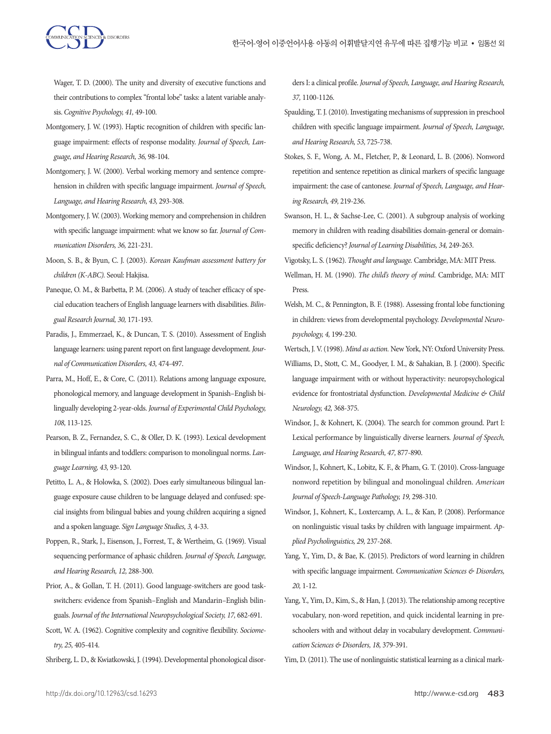Wager, T. D. (2000). The unity and diversity of executive functions and their contributions to complex "frontal lobe" tasks: a latent variable analysis. *Cognitive Psychology, 41,* 49-100.

Montgomery, J. W. (1993). Haptic recognition of children with specific language impairment: effects of response modality. *Journal of Speech, Language, and Hearing Research, 36,* 98-104.

Montgomery, J. W. (2000). Verbal working memory and sentence comprehension in children with specific language impairment. *Journal of Speech, Language, and Hearing Research, 43,* 293-308.

Montgomery, J. W. (2003). Working memory and comprehension in children with specific language impairment: what we know so far. *Journal of Communication Disorders, 36,* 221-231.

Moon, S. B., & Byun, C. J. (2003). *Korean Kaufman assessment battery for children (K-ABC).* Seoul: Hakjisa.

Paneque, O. M., & Barbetta, P. M. (2006). A study of teacher efficacy of special education teachers of English language learners with disabilities. *Bilingual Research Journal, 30,* 171-193.

Paradis, J., Emmerzael, K., & Duncan, T. S. (2010). Assessment of English language learners: using parent report on first language development. *Journal of Communication Disorders, 43,* 474-497.

Parra, M., Hoff, E., & Core, C. (2011). Relations among language exposure, phonological memory, and language development in Spanish–English bilingually developing 2-year-olds. *Journal of Experimental Child Psychology, 108,* 113-125.

Pearson, B. Z., Fernandez, S. C., & Oller, D. K. (1993). Lexical development in bilingual infants and toddlers: comparison to monolingual norms. *Language Learning, 43,* 93-120.

Petitto, L. A., & Holowka, S. (2002). Does early simultaneous bilingual language exposure cause children to be language delayed and confused: special insights from bilingual babies and young children acquiring a signed and a spoken language. *Sign Language Studies, 3,* 4-33.

Poppen, R., Stark, J., Eisenson, J., Forrest, T., & Wertheim, G. (1969). Visual sequencing performance of aphasic children. *Journal of Speech, Language, and Hearing Research, 12,* 288-300.

Prior, A., & Gollan, T. H. (2011). Good language-switchers are good task-switchers: evidence from Spanish–English and Mandarin–English bilinguals. *Journal of the International Neuropsychological Society, 17,* 682-691.

Scott, W. A. (1962). Cognitive complexity and cognitive flexibility. *Sociometry, 25,* 405-414.

Shriberg, L. D., & Kwiatkowski, J. (1994). Developmental phonological disorders I: a clinical profile. *Journal of Speech, Language, and Hearing Research, 37,* 1100-1126.

Spaulding, T. J. (2010). Investigating mechanisms of suppression in preschool children with specific language impairment. *Journal of Speech, Language, and Hearing Research, 53,* 725-738.

Stokes, S. F., Wong, A. M., Fletcher, P., & Leonard, L. B. (2006). Nonword repetition and sentence repetition as clinical markers of specific language impairment: the case of cantonese. *Journal of Speech, Language, and Hearing Research, 49,* 219-236.

Swanson, H. L., & Sachse-Lee, C. (2001). A subgroup analysis of working memory in children with reading disabilities domain-general or domain-specific deficiency? *Journal of Learning Disabilities, 34,* 249-263.

Vigotsky, L. S. (1962). *Thought and language.* Cambridge, MA: MIT Press.

Wellman, H. M. (1990). *The child's theory of mind.* Cambridge, MA: MIT Press.

Welsh, M. C., & Pennington, B. F. (1988). Assessing frontal lobe functioning in children: views from developmental psychology. *Developmental Neuropsychology, 4,* 199-230.

Wertsch, J. V. (1998). *Mind as action.* New York, NY: Oxford University Press.

Williams, D., Stott, C. M., Goodyer, I. M., & Sahakian, B. J. (2000). Specific language impairment with or without hyperactivity: neuropsychological evidence for frontostriatal dysfunction. *Developmental Medicine & Child Neurology, 42,* 368-375.

Windsor, J., & Kohnert, K. (2004). The search for common ground. Part I: Lexical performance by linguistically diverse learners. *Journal of Speech, Language, and Hearing Research, 47,* 877-890.

Windsor, J., Kohnert, K., Lobitz, K. F., & Pham, G. T. (2010). Cross-language nonword repetition by bilingual and monolingual children. *American Journal of Speech-Language Pathology, 19,* 298-310.

Windsor, J., Kohnert, K., Loxtercamp, A. L., & Kan, P. (2008). Performance on nonlinguistic visual tasks by children with language impairment. *Applied Psycholinguistics, 29,* 237-268.

Yang, Y., Yim, D., & Bae, K. (2015). Predictors of word learning in children with specific language impairment. *Communication Sciences & Disorders, 20,* 1-12.

Yang, Y., Yim, D., Kim, S., & Han, J. (2013). The relationship among receptive vocabulary, non-word repetition, and quick incidental learning in preschoolers with and without delay in vocabulary development. *Communication Sciences & Disorders, 18,* 379-391.

Yim, D. (2011). The use of nonlinguistic statistical learning as a clinical mark-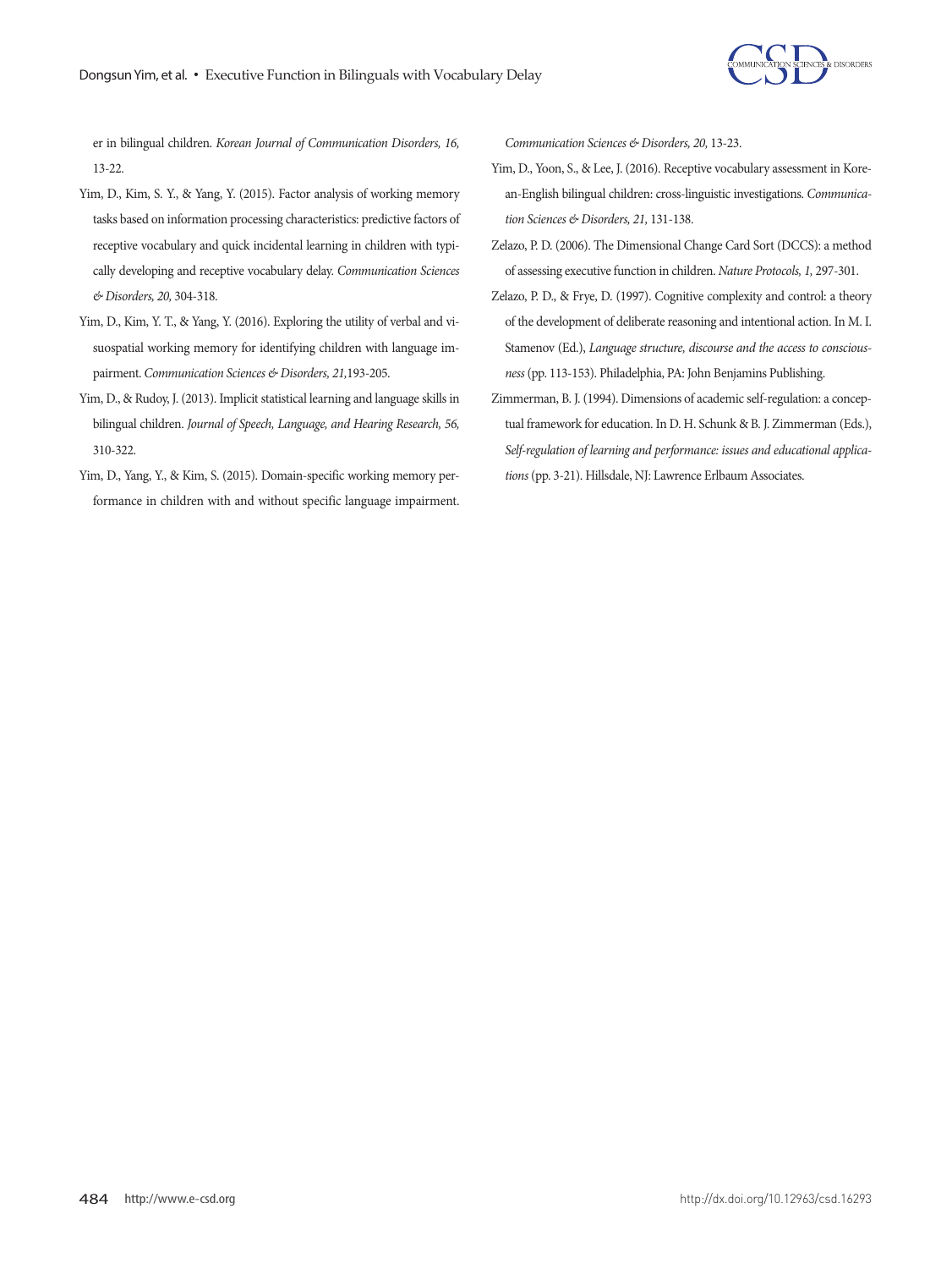er in bilingual children. *Korean Journal of Communication Disorders, 16,* 13-22.

Yim, D., Kim, S. Y., & Yang, Y. (2015). Factor analysis of working memory tasks based on information processing characteristics: predictive factors of receptive vocabulary and quick incidental learning in children with typically developing and receptive vocabulary delay. *Communication Sciences & Disorders, 20,* 304-318.

Yim, D., Kim, Y. T., & Yang, Y. (2016). Exploring the utility of verbal and visuospatial working memory for identifying children with language impairment. *Communication Sciences & Disorders, 21,*193-205.

Yim, D., & Rudoy, J. (2013). Implicit statistical learning and language skills in bilingual children. *Journal of Speech, Language, and Hearing Research, 56,* 310-322.

Yim, D., Yang, Y., & Kim, S. (2015). Domain-specific working memory performance in children with and without specific language impairment. *Communication Sciences & Disorders, 20,* 13-23.

Yim, D., Yoon, S., & Lee, J. (2016). Receptive vocabulary assessment in Korean-English bilingual children: cross-linguistic investigations. *Communication Sciences & Disorders, 21,* 131-138.

Zelazo, P. D. (2006). The Dimensional Change Card Sort (DCCS): a method of assessing executive function in children. *Nature Protocols, 1,* 297-301.

Zelazo, P. D., & Frye, D. (1997). Cognitive complexity and control: a theory of the development of deliberate reasoning and intentional action. In M. I. Stamenov (Ed.), *Language structure, discourse and the access to consciousness* (pp. 113-153). Philadelphia, PA: John Benjamins Publishing.

Zimmerman, B. J. (1994). Dimensions of academic self-regulation: a conceptual framework for education. In D. H. Schunk & B. J. Zimmerman (Eds.), *Self-regulation of learning and performance: issues and educational applications* (pp. 3-21). Hillsdale, NJ: Lawrence Erlbaum Associates.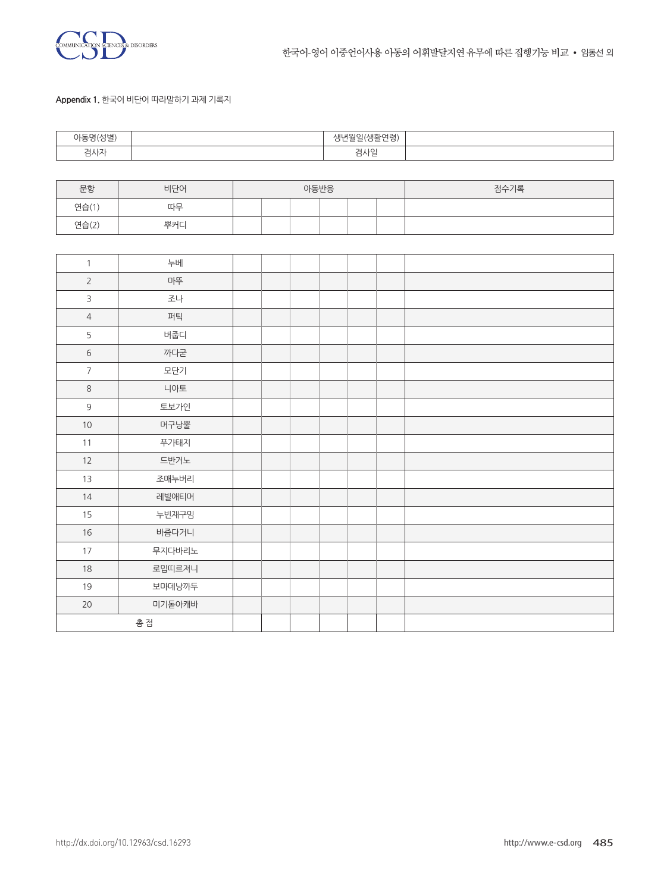Appendix 1. 한국어 비단어 따라말하기 과제 기록지

| 아동명(성별) | | 생년월일(생활연령) | |
|---|---|---|---|
| 검사자 | | 검사일 | |

| 문항 | 비단어 | 아동반응 | | | | | | 점수기록 |
|---|---|---|---|---|---|---|---|---|
| 연습(1) | 따무 | | | | | | | |
| 연습(2) | 뿌커디 | | | | | | | |
| 1 | 누베 | | | | | | | |
| 2 | 마뚜 | | | | | | | |
| 3 | 조나 | | | | | | | |
| 4 | 퍼틱 | | | | | | | |
| 5 | 버줍디 | | | | | | | |
| 6 | 까다굳 | | | | | | | |
| 7 | 모단기 | | | | | | | |
| 8 | 니아토 | | | | | | | |
| 9 | 토보가인 | | | | | | | |
| 10 | 머구낭뿔 | | | | | | | |
| 11 | 푸가태지 | | | | | | | |
| 12 | 드반거노 | | | | | | | |
| 13 | 조매누버리 | | | | | | | |
| 14 | 레빌애티머 | | | | | | | |
| 15 | 누빈재구밍 | | | | | | | |
| 16 | 바즘다거니 | | | | | | | |
| 17 | 무지다바리노 | | | | | | | |
| 18 | 로밉띠르저니 | | | | | | | |
| 19 | 보마데낭까두 | | | | | | | |
| 20 | 미기돋아캐바 | | | | | | | |
| 총 점 | | | | | | | | |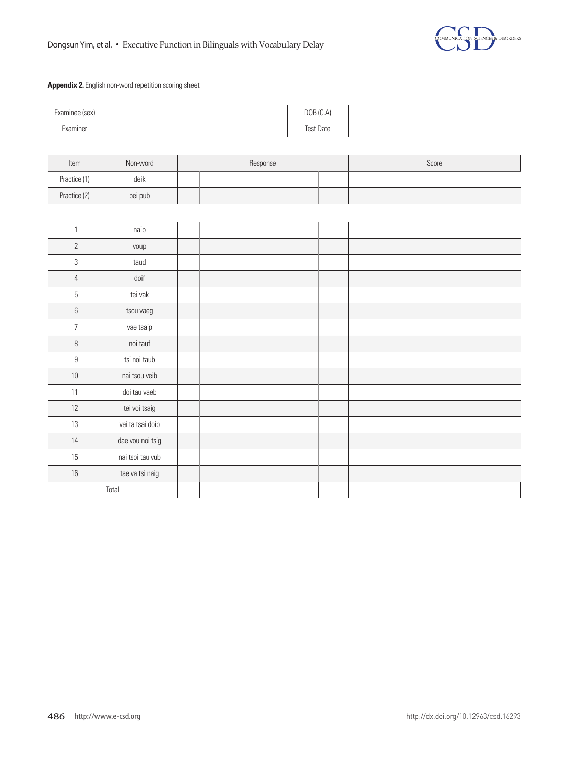**Appendix 2.** English non-word repetition scoring sheet

| Examinee (sex) | | DOB (C.A) | |
|---|---|---|---|
| Examiner | | Test Date | |

| Item | Non-word | Response | | | | | | Score |
|---|---|---|---|---|---|---|---|---|
| Practice (1) | deik | | | | | | | |
| Practice (2) | pei pub | | | | | | | |

| | | | | | | | | |
|---|---|---|---|---|---|---|---|---|
| 1 | naib | | | | | | | |
| 2 | voup | | | | | | | |
| 3 | taud | | | | | | | |
| 4 | doif | | | | | | | |
| 5 | tei vak | | | | | | | |
| 6 | tsou vaeg | | | | | | | |
| 7 | vae tsaip | | | | | | | |
| 8 | noi tauf | | | | | | | |
| 9 | tsi noi taub | | | | | | | |
| 10 | nai tsou veib | | | | | | | |
| 11 | doi tau vaeb | | | | | | | |
| 12 | tei voi tsaig | | | | | | | |
| 13 | vei ta tsai doip | | | | | | | |
| 14 | dae vou noi tsig | | | | | | | |
| 15 | nai tsoi tau vub | | | | | | | |
| 16 | tae va tsi naig | | | | | | | |
| Total | | | | | | | | |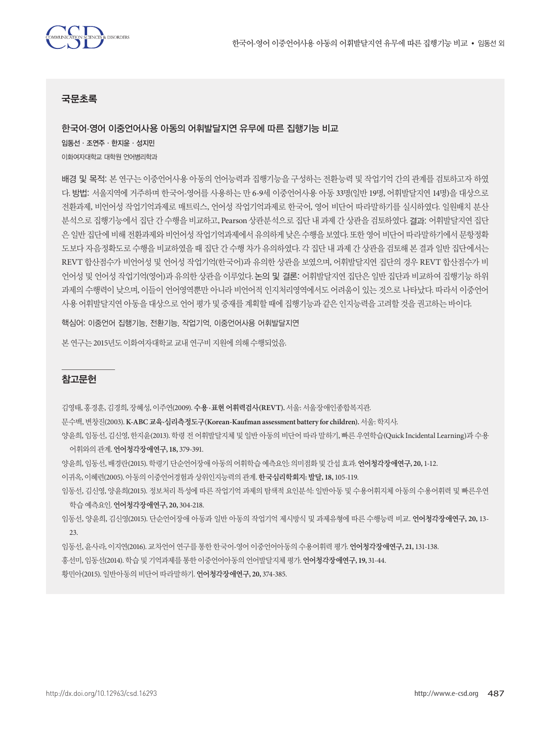## 국문초록

### 한국어-영어 이중언어사용 아동의 어휘발달지연 유무에 따른 집행기능 비교

**임동선 · 조연주 · 한지윤 · 성지민**

이화여자대학교 대학원 언어병리학과

**배경 및 목적:** 본 연구는 이중언어사용 아동의 언어능력과 집행기능을 구성하는 전환능력 및 작업기억 간의 관계를 검토하고자 하였다. **방법:** 서울지역에 거주하며 한국어-영어를 사용하는 만 6-9세 이중언어사용 아동 33명(일반 19명, 어휘발달지연 14명)을 대상으로 전환과제, 비언어성 작업기억과제로 매트릭스, 언어성 작업기억과제로 한국어, 영어 비단어 따라말하기를 실시하였다. 일원배치 분산분석으로 집행기능에서 집단 간 수행을 비교하고, Pearson 상관분석으로 집단 내 과제 간 상관을 검토하였다. **결과:** 어휘발달지연 집단은 일반 집단에 비해 전환과제와 비언어성 작업기억과제에서 유의하게 낮은 수행을 보였다. 또한 영어 비단어 따라말하기에서 문항정확도보다 자음정확도로 수행을 비교하였을 때 집단 간 수행 차가 유의하였다. 각 집단 내 과제 간 상관을 검토해 본 결과 일반 집단에서는 REVT 합산점수가 비언어성 및 언어성 작업기억(한국어)과 유의한 상관을 보였으며, 어휘발달지연 집단의 경우 REVT 합산점수가 비언어성 및 언어성 작업기억(영어)과 유의한 상관을 이루었다. **논의 및 결론:** 어휘발달지연 집단은 일반 집단과 비교하여 집행기능 하위과제의 수행력이 낮으며, 이들이 언어영역뿐만 아니라 비언어적 인지처리영역에서도 어려움이 있는 것으로 나타났다. 따라서 이중언어사용 어휘발달지연 아동을 대상으로 언어 평가 및 중재를 계획할 때에 집행기능과 같은 인지능력을 고려할 것을 권고하는 바이다.

**핵심어:** 이중언어 집행기능, 전환기능, 작업기억, 이중언어사용 어휘발달지연

본 연구는 2015년도 이화여자대학교 교내 연구비 지원에 의해 수행되었음.

## 참고문헌

김영태, 홍경훈, 김경희, 장혜성, 이주연(2009). **수용·표현 어휘력검사(REVT)**. 서울: 서울장애인종합복지관.

문수백, 변창진(2003). **K-ABC 교육·심리측정도구(Korean-Kaufman assessment battery for children)**. 서울: 학지사.

양윤희, 임동선, 김신영, 한지윤(2013). 학령 전 어휘발달지체 및 일반 아동의 비단어 따라 말하기, 빠른 우연학습(Quick Incidental Learning)과 수용어휘와의 관계. **언어청각장애연구, 18,** 379-391.

양윤희, 임동선, 배경란(2015). 학령기 단순언어장애 아동의 어휘학습 예측요인: 의미점화 및 간섭 효과. **언어청각장애연구, 20,** 1-12.

이귀옥, 이혜련(2005). 아동의 이중언어경험과 상위인지능력의 관계. **한국심리학회지: 발달, 18,** 105-119.

임동선, 김신영, 양윤희(2015). 정보처리 특성에 따른 작업기억 과제의 탐색적 요인분석: 일반아동 및 수용어휘지체 아동의 수용어휘력 및 빠른우연학습 예측요인. **언어청각장애연구, 20,** 304-218.

임동선, 양윤희, 김신영(2015). 단순언어장애 아동과 일반 아동의 작업기억 제시방식 및 과제유형에 따른 수행능력 비교. **언어청각장애연구, 20,** 13-23.

임동선, 윤사라, 이지연(2016). 교차언어 연구를 통한 한국어-영어 이중언어아동의 수용어휘력 평가. **언어청각장애연구, 21,** 131-138.

홍선미, 임동선(2014). 학습 및 기억과제를 통한 이중언어아동의 언어발달지체 평가. **언어청각장애연구, 19,** 31-44.

황민아(2015). 일반아동의 비단어 따라말하기. **언어청각장애연구, 20,** 374-385.